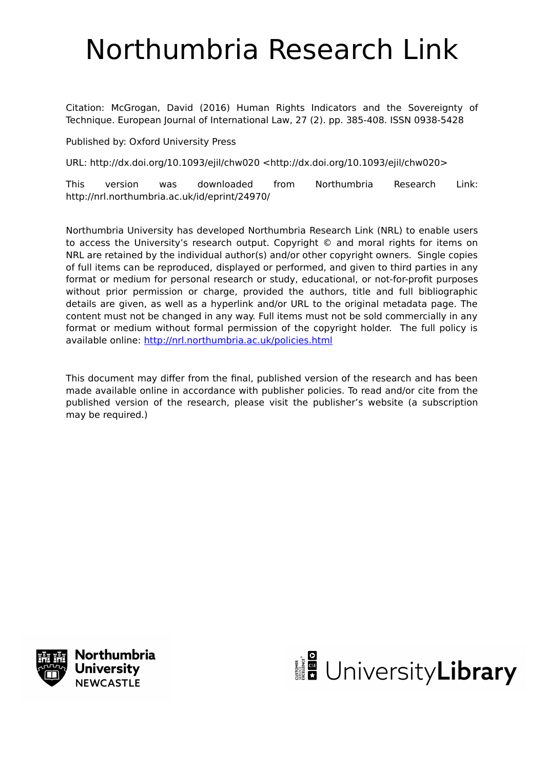# Northumbria Research Link

Citation: McGrogan, David (2016) Human Rights Indicators and the Sovereignty of Technique. European Journal of International Law, 27 (2). pp. 385-408. ISSN 0938-5428

Published by: Oxford University Press

URL: http://dx.doi.org/10.1093/ejil/chw020 <http://dx.doi.org/10.1093/ejil/chw020>

This version was downloaded from Northumbria Research Link: http://nrl.northumbria.ac.uk/id/eprint/24970/

Northumbria University has developed Northumbria Research Link (NRL) to enable users to access the University's research output. Copyright © and moral rights for items on NRL are retained by the individual author(s) and/or other copyright owners. Single copies of full items can be reproduced, displayed or performed, and given to third parties in any format or medium for personal research or study, educational, or not-for-profit purposes without prior permission or charge, provided the authors, title and full bibliographic details are given, as well as a hyperlink and/or URL to the original metadata page. The content must not be changed in any way. Full items must not be sold commercially in any format or medium without formal permission of the copyright holder. The full policy is available online: http://nrl.northumbria.ac.uk/policies.html

This document may differ from the final, published version of the research and has been made available online in accordance with publisher policies. To read and/or cite from the published version of the research, please visit the publisher's website (a subscription may be required.)

Northumbria University NEWCASTLE

UniversityLibrary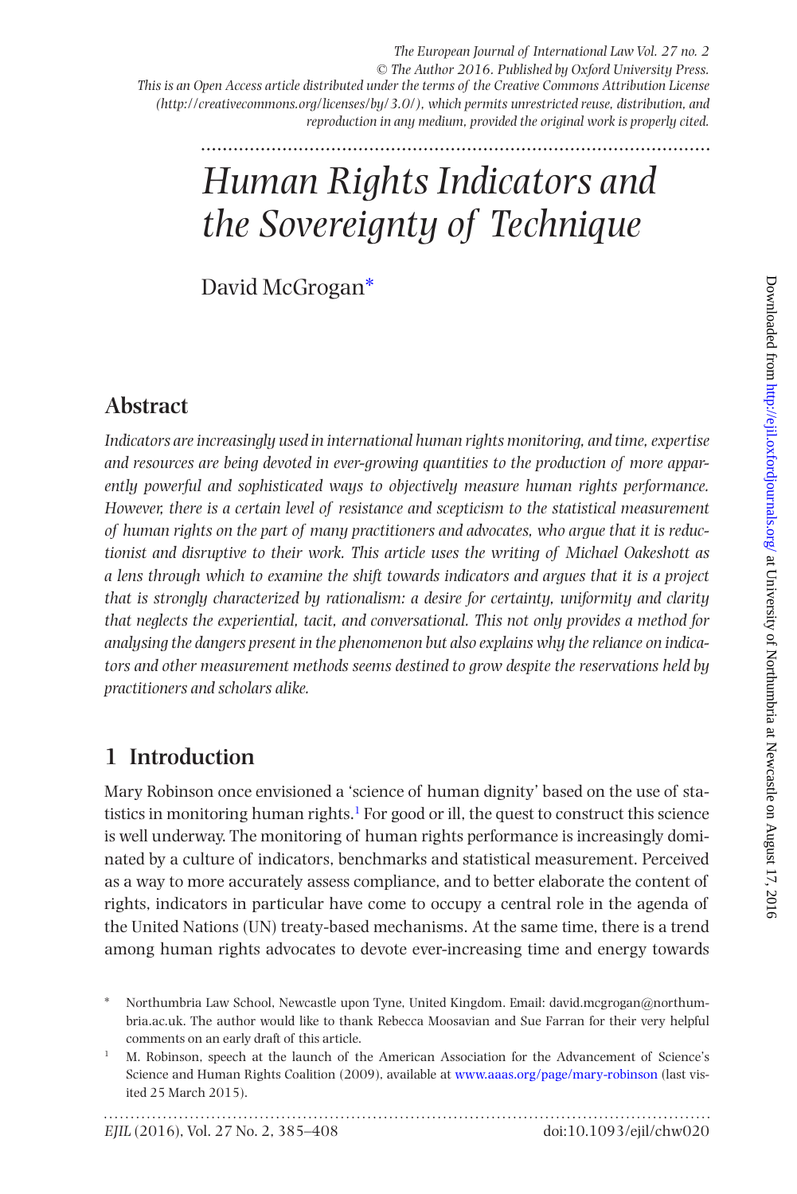# Human Rights Indicators and the Sovereignty of Technique

David McGrogan*

## Abstract

*Indicators are increasingly used in international human rights monitoring, and time, expertise and resources are being devoted in ever-growing quantities to the production of more apparently powerful and sophisticated ways to objectively measure human rights performance. However, there is a certain level of resistance and scepticism to the statistical measurement of human rights on the part of many practitioners and advocates, who argue that it is reductionist and disruptive to their work. This article uses the writing of Michael Oakeshott as a lens through which to examine the shift towards indicators and argues that it is a project that is strongly characterized by rationalism: a desire for certainty, uniformity and clarity that neglects the experiential, tacit, and conversational. This not only provides a method for analysing the dangers present in the phenomenon but also explains why the reliance on indicators and other measurement methods seems destined to grow despite the reservations held by practitioners and scholars alike.*

## 1 Introduction

Mary Robinson once envisioned a 'science of human dignity' based on the use of statistics in monitoring human rights.[1] For good or ill, the quest to construct this science is well underway. The monitoring of human rights performance is increasingly dominated by a culture of indicators, benchmarks and statistical measurement. Perceived as a way to more accurately assess compliance, and to better elaborate the content of rights, indicators in particular have come to occupy a central role in the agenda of the United Nations (UN) treaty-based mechanisms. At the same time, there is a trend among human rights advocates to devote ever-increasing time and energy towards

\* Northumbria Law School, Newcastle upon Tyne, United Kingdom. Email: david.mcgrogan@northumbria.ac.uk. The author would like to thank Rebecca Moosavian and Sue Farran for their very helpful comments on an early draft of this article.

[1] M. Robinson, speech at the launch of the American Association for the Advancement of Science's Science and Human Rights Coalition (2009), available at www.aaas.org/page/mary-robinson (last visited 25 March 2015).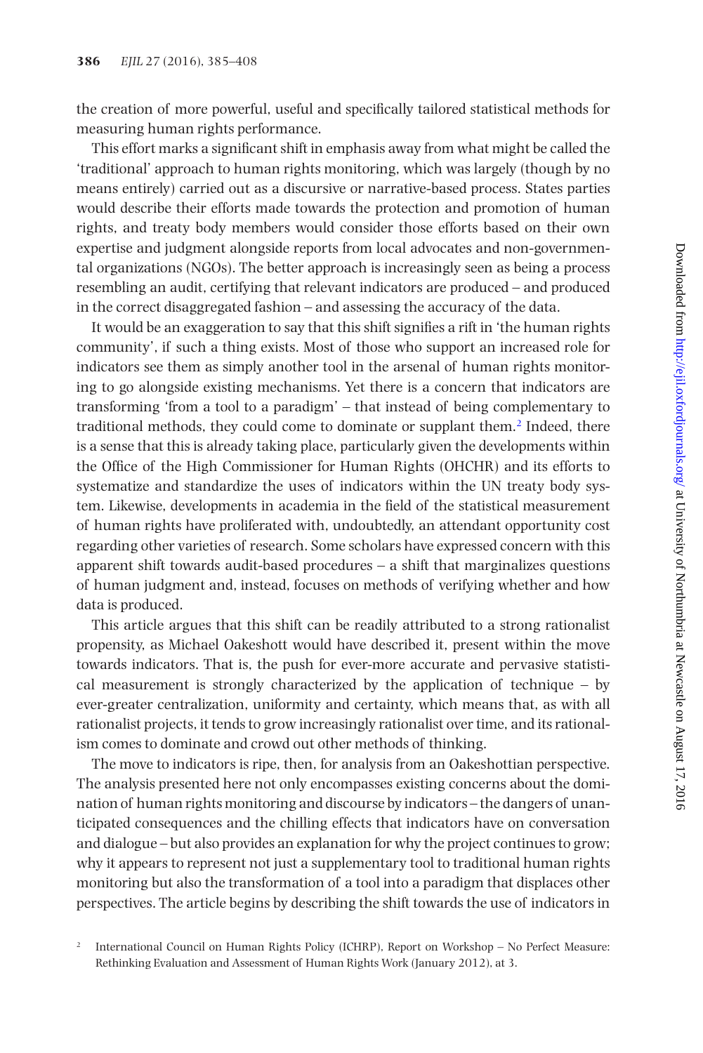the creation of more powerful, useful and specifically tailored statistical methods for measuring human rights performance.

This effort marks a significant shift in emphasis away from what might be called the 'traditional' approach to human rights monitoring, which was largely (though by no means entirely) carried out as a discursive or narrative-based process. States parties would describe their efforts made towards the protection and promotion of human rights, and treaty body members would consider those efforts based on their own expertise and judgment alongside reports from local advocates and non-governmental organizations (NGOs). The better approach is increasingly seen as being a process resembling an audit, certifying that relevant indicators are produced – and produced in the correct disaggregated fashion – and assessing the accuracy of the data.

It would be an exaggeration to say that this shift signifies a rift in 'the human rights community', if such a thing exists. Most of those who support an increased role for indicators see them as simply another tool in the arsenal of human rights monitoring to go alongside existing mechanisms. Yet there is a concern that indicators are transforming 'from a tool to a paradigm' – that instead of being complementary to traditional methods, they could come to dominate or supplant them.[2] Indeed, there is a sense that this is already taking place, particularly given the developments within the Office of the High Commissioner for Human Rights (OHCHR) and its efforts to systematize and standardize the uses of indicators within the UN treaty body system. Likewise, developments in academia in the field of the statistical measurement of human rights have proliferated with, undoubtedly, an attendant opportunity cost regarding other varieties of research. Some scholars have expressed concern with this apparent shift towards audit-based procedures – a shift that marginalizes questions of human judgment and, instead, focuses on methods of verifying whether and how data is produced.

This article argues that this shift can be readily attributed to a strong rationalist propensity, as Michael Oakeshott would have described it, present within the move towards indicators. That is, the push for ever-more accurate and pervasive statistical measurement is strongly characterized by the application of technique – by ever-greater centralization, uniformity and certainty, which means that, as with all rationalist projects, it tends to grow increasingly rationalist over time, and its rationalism comes to dominate and crowd out other methods of thinking.

The move to indicators is ripe, then, for analysis from an Oakeshottian perspective. The analysis presented here not only encompasses existing concerns about the domination of human rights monitoring and discourse by indicators – the dangers of unanticipated consequences and the chilling effects that indicators have on conversation and dialogue – but also provides an explanation for why the project continues to grow; why it appears to represent not just a supplementary tool to traditional human rights monitoring but also the transformation of a tool into a paradigm that displaces other perspectives. The article begins by describing the shift towards the use of indicators in

[2] International Council on Human Rights Policy (ICHRP), Report on Workshop – No Perfect Measure: Rethinking Evaluation and Assessment of Human Rights Work (January 2012), at 3.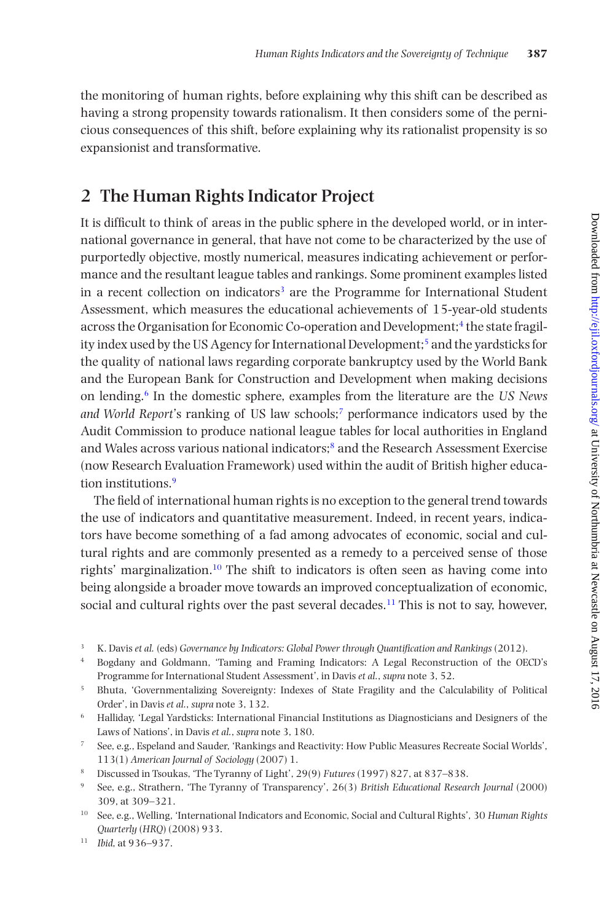the monitoring of human rights, before explaining why this shift can be described as having a strong propensity towards rationalism. It then considers some of the pernicious consequences of this shift, before explaining why its rationalist propensity is so expansionist and transformative.

## 2 The Human Rights Indicator Project

It is difficult to think of areas in the public sphere in the developed world, or in international governance in general, that have not come to be characterized by the use of purportedly objective, mostly numerical, measures indicating achievement or performance and the resultant league tables and rankings. Some prominent examples listed in a recent collection on indicators[3] are the Programme for International Student Assessment, which measures the educational achievements of 15-year-old students across the Organisation for Economic Co-operation and Development;[4] the state fragility index used by the US Agency for International Development;[5] and the yardsticks for the quality of national laws regarding corporate bankruptcy used by the World Bank and the European Bank for Construction and Development when making decisions on lending.[6] In the domestic sphere, examples from the literature are the *US News and World Report*'s ranking of US law schools;[7] performance indicators used by the Audit Commission to produce national league tables for local authorities in England and Wales across various national indicators;[8] and the Research Assessment Exercise (now Research Evaluation Framework) used within the audit of British higher education institutions.[9]

The field of international human rights is no exception to the general trend towards the use of indicators and quantitative measurement. Indeed, in recent years, indicators have become something of a fad among advocates of economic, social and cultural rights and are commonly presented as a remedy to a perceived sense of those rights' marginalization.[10] The shift to indicators is often seen as having come into being alongside a broader move towards an improved conceptualization of economic, social and cultural rights over the past several decades.[11] This is not to say, however,

[3] K. Davis *et al.* (eds) *Governance by Indicators: Global Power through Quantification and Rankings* (2012).

[4] Bogdany and Goldmann, 'Taming and Framing Indicators: A Legal Reconstruction of the OECD's Programme for International Student Assessment', in Davis *et al.*, *supra* note 3, 52.

[5] Bhuta, 'Governmentalizing Sovereignty: Indexes of State Fragility and the Calculability of Political Order', in Davis *et al.*, *supra* note 3, 132.

[6] Halliday, 'Legal Yardsticks: International Financial Institutions as Diagnosticians and Designers of the Laws of Nations', in Davis *et al.*, *supra* note 3, 180.

[7] See, e.g., Espeland and Sauder, 'Rankings and Reactivity: How Public Measures Recreate Social Worlds', 113(1) *American Journal of Sociology* (2007) 1.

[8] Discussed in Tsoukas, 'The Tyranny of Light', 29(9) *Futures* (1997) 827, at 837–838.

[9] See, e.g., Strathern, 'The Tyranny of Transparency', 26(3) *British Educational Research Journal* (2000) 309, at 309–321.

[10] See, e.g., Welling, 'International Indicators and Economic, Social and Cultural Rights', 30 *Human Rights Quarterly* (*HRQ*) (2008) 933.

[11] *Ibid*, at 936–937.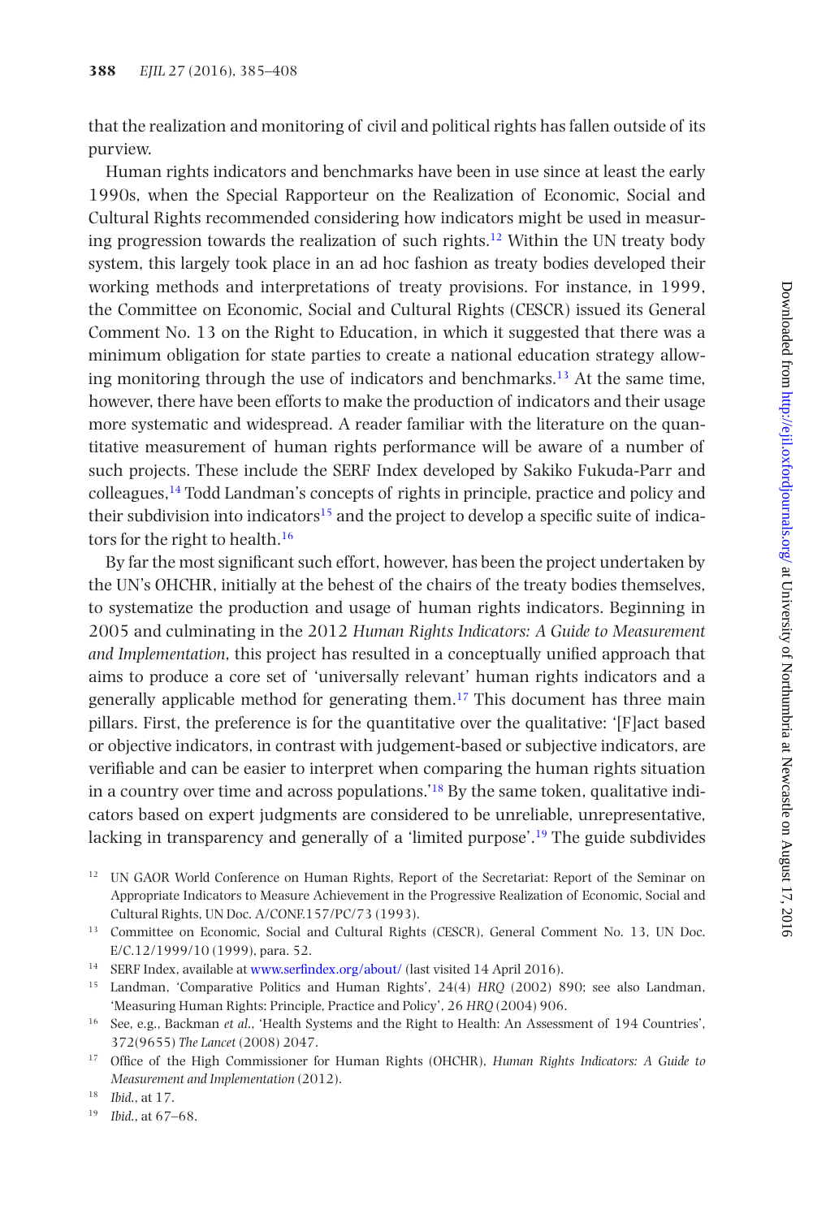that the realization and monitoring of civil and political rights has fallen outside of its purview.

Human rights indicators and benchmarks have been in use since at least the early 1990s, when the Special Rapporteur on the Realization of Economic, Social and Cultural Rights recommended considering how indicators might be used in measuring progression towards the realization of such rights.[12] Within the UN treaty body system, this largely took place in an ad hoc fashion as treaty bodies developed their working methods and interpretations of treaty provisions. For instance, in 1999, the Committee on Economic, Social and Cultural Rights (CESCR) issued its General Comment No. 13 on the Right to Education, in which it suggested that there was a minimum obligation for state parties to create a national education strategy allowing monitoring through the use of indicators and benchmarks.[13] At the same time, however, there have been efforts to make the production of indicators and their usage more systematic and widespread. A reader familiar with the literature on the quantitative measurement of human rights performance will be aware of a number of such projects. These include the SERF Index developed by Sakiko Fukuda-Parr and colleagues,[14] Todd Landman's concepts of rights in principle, practice and policy and their subdivision into indicators[15] and the project to develop a specific suite of indicators for the right to health.[16]

By far the most significant such effort, however, has been the project undertaken by the UN's OHCHR, initially at the behest of the chairs of the treaty bodies themselves, to systematize the production and usage of human rights indicators. Beginning in 2005 and culminating in the 2012 *Human Rights Indicators: A Guide to Measurement and Implementation*, this project has resulted in a conceptually unified approach that aims to produce a core set of 'universally relevant' human rights indicators and a generally applicable method for generating them.[17] This document has three main pillars. First, the preference is for the quantitative over the qualitative: '[F]act based or objective indicators, in contrast with judgement-based or subjective indicators, are verifiable and can be easier to interpret when comparing the human rights situation in a country over time and across populations.'[18] By the same token, qualitative indicators based on expert judgments are considered to be unreliable, unrepresentative, lacking in transparency and generally of a 'limited purpose'.[19] The guide subdivides

[12] UN GAOR World Conference on Human Rights, Report of the Secretariat: Report of the Seminar on Appropriate Indicators to Measure Achievement in the Progressive Realization of Economic, Social and Cultural Rights, UN Doc. A/CONF.157/PC/73 (1993).

[13] Committee on Economic, Social and Cultural Rights (CESCR), General Comment No. 13, UN Doc. E/C.12/1999/10 (1999), para. 52.

[14] SERF Index, available at www.serfindex.org/about/ (last visited 14 April 2016).

[15] Landman, 'Comparative Politics and Human Rights', 24(4) *HRQ* (2002) 890; see also Landman, 'Measuring Human Rights: Principle, Practice and Policy', 26 *HRQ* (2004) 906.

[16] See, e.g., Backman *et al*., 'Health Systems and the Right to Health: An Assessment of 194 Countries', 372(9655) *The Lancet* (2008) 2047.

[17] Office of the High Commissioner for Human Rights (OHCHR), *Human Rights Indicators: A Guide to Measurement and Implementation* (2012).

[18] *Ibid*., at 17.

[19] *Ibid*., at 67–68.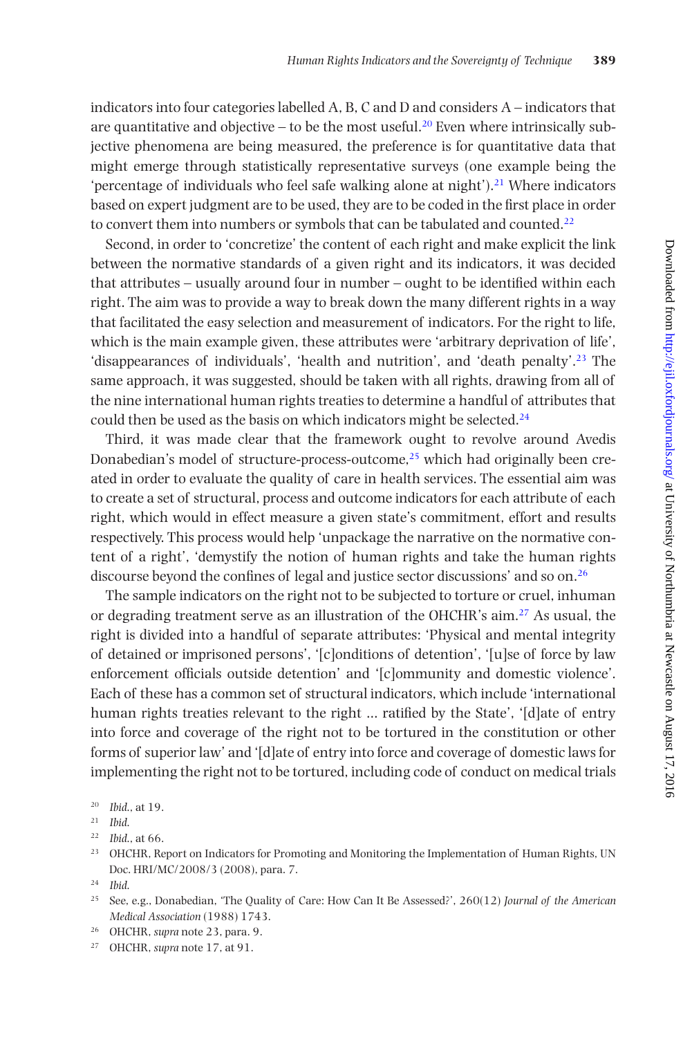indicators into four categories labelled A, B, C and D and considers A – indicators that are quantitative and objective – to be the most useful.[20] Even where intrinsically subjective phenomena are being measured, the preference is for quantitative data that might emerge through statistically representative surveys (one example being the 'percentage of individuals who feel safe walking alone at night').[21] Where indicators based on expert judgment are to be used, they are to be coded in the first place in order to convert them into numbers or symbols that can be tabulated and counted.[22]

Second, in order to 'concretize' the content of each right and make explicit the link between the normative standards of a given right and its indicators, it was decided that attributes – usually around four in number – ought to be identified within each right. The aim was to provide a way to break down the many different rights in a way that facilitated the easy selection and measurement of indicators. For the right to life, which is the main example given, these attributes were 'arbitrary deprivation of life', 'disappearances of individuals', 'health and nutrition', and 'death penalty'.[23] The same approach, it was suggested, should be taken with all rights, drawing from all of the nine international human rights treaties to determine a handful of attributes that could then be used as the basis on which indicators might be selected.[24]

Third, it was made clear that the framework ought to revolve around Avedis Donabedian's model of structure-process-outcome,[25] which had originally been created in order to evaluate the quality of care in health services. The essential aim was to create a set of structural, process and outcome indicators for each attribute of each right, which would in effect measure a given state's commitment, effort and results respectively. This process would help 'unpackage the narrative on the normative content of a right', 'demystify the notion of human rights and take the human rights discourse beyond the confines of legal and justice sector discussions' and so on.[26]

The sample indicators on the right not to be subjected to torture or cruel, inhuman or degrading treatment serve as an illustration of the OHCHR's aim.[27] As usual, the right is divided into a handful of separate attributes: 'Physical and mental integrity of detained or imprisoned persons', '[c]onditions of detention', '[u]se of force by law enforcement officials outside detention' and '[c]ommunity and domestic violence'. Each of these has a common set of structural indicators, which include 'international human rights treaties relevant to the right ... ratified by the State', '[d]ate of entry into force and coverage of the right not to be tortured in the constitution or other forms of superior law' and '[d]ate of entry into force and coverage of domestic laws for implementing the right not to be tortured, including code of conduct on medical trials

[20] *Ibid.*, at 19.

[21] *Ibid.*

[22] *Ibid.*, at 66.

[23] OHCHR, Report on Indicators for Promoting and Monitoring the Implementation of Human Rights, UN Doc. HRI/MC/2008/3 (2008), para. 7.

[24] *Ibid.*

[25] See, e.g., Donabedian, 'The Quality of Care: How Can It Be Assessed?', 260(12) *Journal of the American Medical Association* (1988) 1743.

[26] OHCHR, *supra* note 23, para. 9.

[27] OHCHR, *supra* note 17, at 91.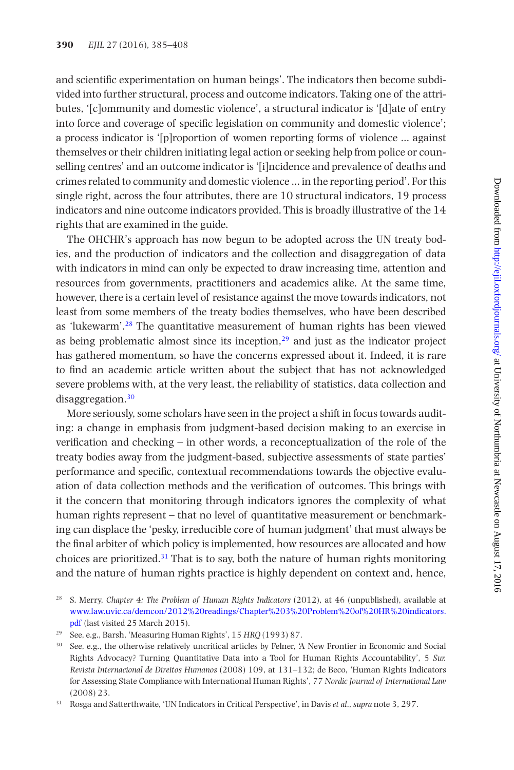and scientific experimentation on human beings'. The indicators then become subdivided into further structural, process and outcome indicators. Taking one of the attributes, '[c]ommunity and domestic violence', a structural indicator is '[d]ate of entry into force and coverage of specific legislation on community and domestic violence'; a process indicator is '[p]roportion of women reporting forms of violence ... against themselves or their children initiating legal action or seeking help from police or counselling centres' and an outcome indicator is '[i]ncidence and prevalence of deaths and crimes related to community and domestic violence ... in the reporting period'. For this single right, across the four attributes, there are 10 structural indicators, 19 process indicators and nine outcome indicators provided. This is broadly illustrative of the 14 rights that are examined in the guide.

The OHCHR's approach has now begun to be adopted across the UN treaty bodies, and the production of indicators and the collection and disaggregation of data with indicators in mind can only be expected to draw increasing time, attention and resources from governments, practitioners and academics alike. At the same time, however, there is a certain level of resistance against the move towards indicators, not least from some members of the treaty bodies themselves, who have been described as 'lukewarm'.[28] The quantitative measurement of human rights has been viewed as being problematic almost since its inception,[29] and just as the indicator project has gathered momentum, so have the concerns expressed about it. Indeed, it is rare to find an academic article written about the subject that has not acknowledged severe problems with, at the very least, the reliability of statistics, data collection and disaggregation.[30]

More seriously, some scholars have seen in the project a shift in focus towards auditing: a change in emphasis from judgment-based decision making to an exercise in verification and checking – in other words, a reconceptualization of the role of the treaty bodies away from the judgment-based, subjective assessments of state parties' performance and specific, contextual recommendations towards the objective evaluation of data collection methods and the verification of outcomes. This brings with it the concern that monitoring through indicators ignores the complexity of what human rights represent – that no level of quantitative measurement or benchmarking can displace the 'pesky, irreducible core of human judgment' that must always be the final arbiter of which policy is implemented, how resources are allocated and how choices are prioritized.[31] That is to say, both the nature of human rights monitoring and the nature of human rights practice is highly dependent on context and, hence,

[28] S. Merry, *Chapter 4: The Problem of Human Rights Indicators* (2012), at 46 (unpublished), available at www.law.uvic.ca/demcon/2012%20readings/Chapter%203%20Problem%20of%20HR%20indicators.pdf (last visited 25 March 2015).

[29] See, e.g., Barsh, 'Measuring Human Rights', 15 *HRQ* (1993) 87.

[30] See, e.g., the otherwise relatively uncritical articles by Felner, 'A New Frontier in Economic and Social Rights Advocacy? Turning Quantitative Data into a Tool for Human Rights Accountability', 5 *Sur. Revista Internacional de Direitos Humanos* (2008) 109, at 131–132; de Beco, 'Human Rights Indicators for Assessing State Compliance with International Human Rights', 77 *Nordic Journal of International Law* (2008) 23.

[31] Rosga and Satterthwaite, 'UN Indicators in Critical Perspective', in Davis *et al*., *supra* note 3, 297.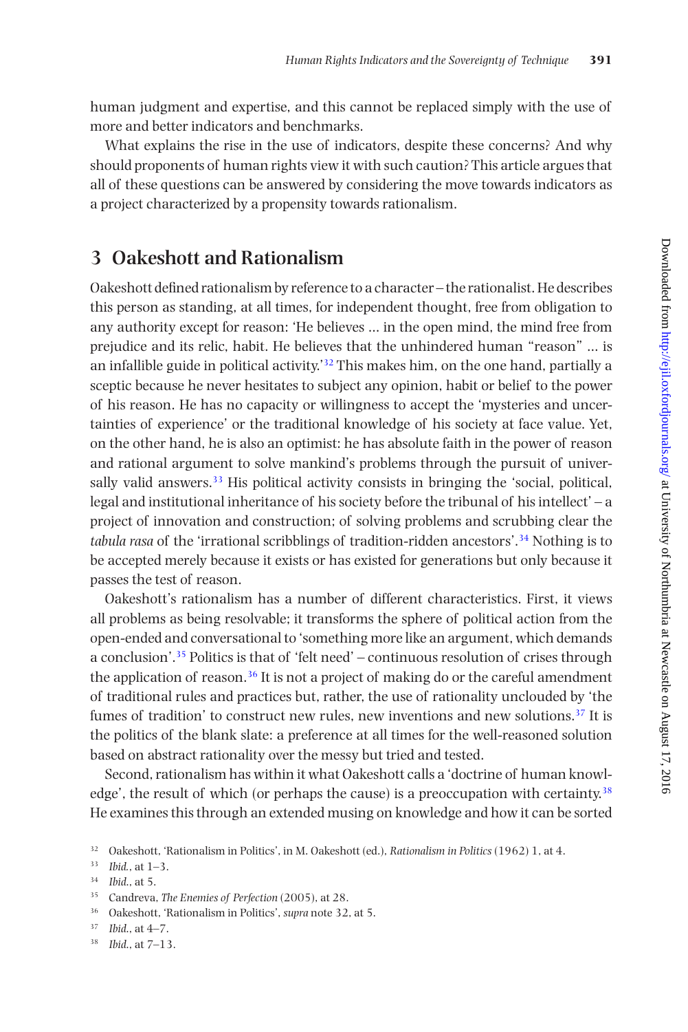human judgment and expertise, and this cannot be replaced simply with the use of more and better indicators and benchmarks.

What explains the rise in the use of indicators, despite these concerns? And why should proponents of human rights view it with such caution? This article argues that all of these questions can be answered by considering the move towards indicators as a project characterized by a propensity towards rationalism.

## 3 Oakeshott and Rationalism

Oakeshott defined rationalism by reference to a character – the rationalist. He describes this person as standing, at all times, for independent thought, free from obligation to any authority except for reason: 'He believes ... in the open mind, the mind free from prejudice and its relic, habit. He believes that the unhindered human "reason" ... is an infallible guide in political activity.'[32] This makes him, on the one hand, partially a sceptic because he never hesitates to subject any opinion, habit or belief to the power of his reason. He has no capacity or willingness to accept the 'mysteries and uncertainties of experience' or the traditional knowledge of his society at face value. Yet, on the other hand, he is also an optimist: he has absolute faith in the power of reason and rational argument to solve mankind's problems through the pursuit of universally valid answers.[33] His political activity consists in bringing the 'social, political, legal and institutional inheritance of his society before the tribunal of his intellect' – a project of innovation and construction; of solving problems and scrubbing clear the *tabula rasa* of the 'irrational scribblings of tradition-ridden ancestors'.[34] Nothing is to be accepted merely because it exists or has existed for generations but only because it passes the test of reason.

Oakeshott's rationalism has a number of different characteristics. First, it views all problems as being resolvable; it transforms the sphere of political action from the open-ended and conversational to 'something more like an argument, which demands a conclusion'.[35] Politics is that of 'felt need' – continuous resolution of crises through the application of reason.[36] It is not a project of making do or the careful amendment of traditional rules and practices but, rather, the use of rationality unclouded by 'the fumes of tradition' to construct new rules, new inventions and new solutions.[37] It is the politics of the blank slate: a preference at all times for the well-reasoned solution based on abstract rationality over the messy but tried and tested.

Second, rationalism has within it what Oakeshott calls a 'doctrine of human knowledge', the result of which (or perhaps the cause) is a preoccupation with certainty.[38] He examines this through an extended musing on knowledge and how it can be sorted

[32] Oakeshott, 'Rationalism in Politics', in M. Oakeshott (ed.), *Rationalism in Politics* (1962) 1, at 4.

[33] *Ibid.*, at 1–3.

[34] *Ibid.*, at 5.

[35] Candreva, *The Enemies of Perfection* (2005), at 28.

[36] Oakeshott, 'Rationalism in Politics', *supra* note 32, at 5.

[37] *Ibid.*, at 4–7.

[38] *Ibid.*, at 7–13.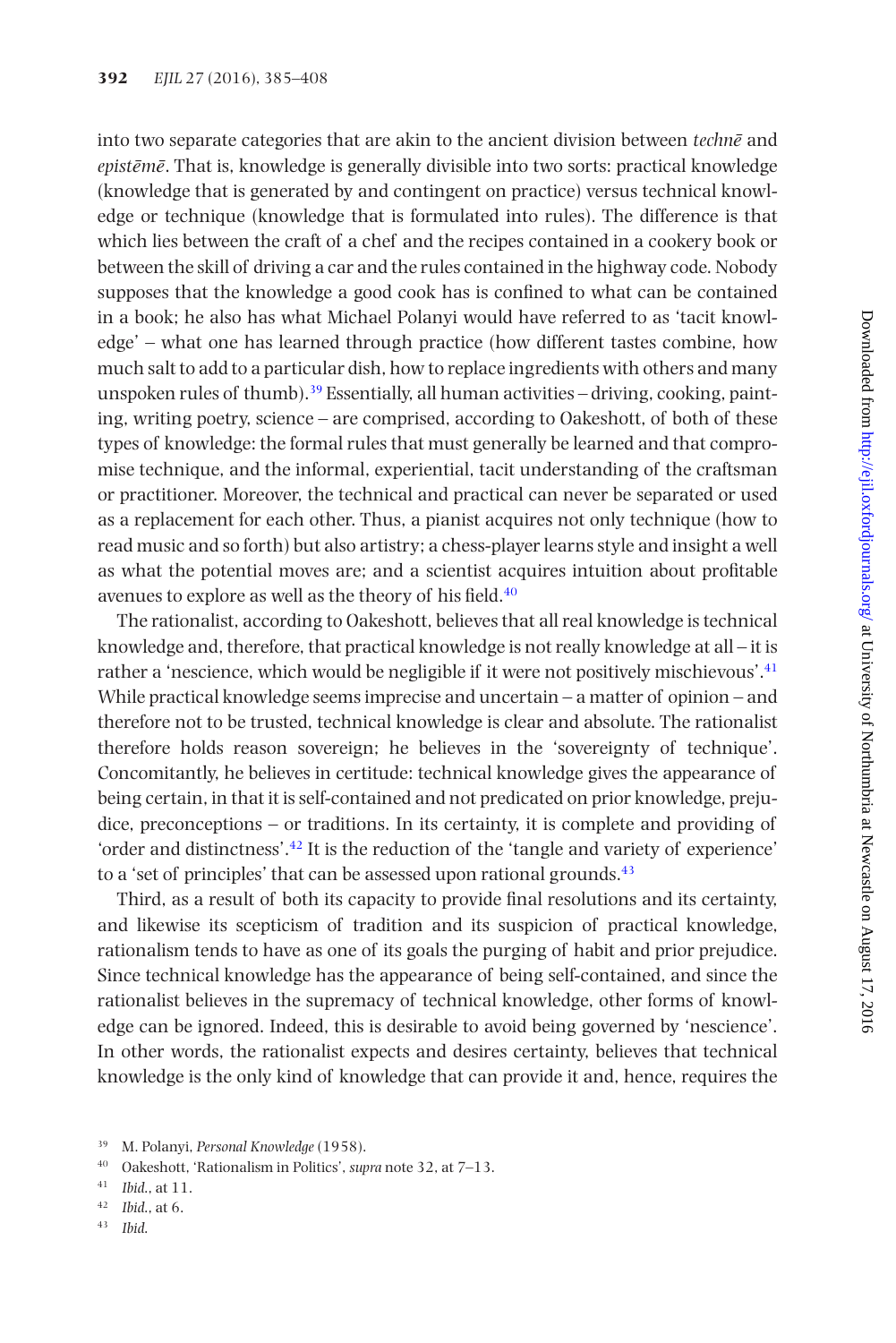into two separate categories that are akin to the ancient division between *technē* and *epistēmē*. That is, knowledge is generally divisible into two sorts: practical knowledge (knowledge that is generated by and contingent on practice) versus technical knowledge or technique (knowledge that is formulated into rules). The difference is that which lies between the craft of a chef and the recipes contained in a cookery book or between the skill of driving a car and the rules contained in the highway code. Nobody supposes that the knowledge a good cook has is confined to what can be contained in a book; he also has what Michael Polanyi would have referred to as 'tacit knowledge' – what one has learned through practice (how different tastes combine, how much salt to add to a particular dish, how to replace ingredients with others and many unspoken rules of thumb).[39] Essentially, all human activities – driving, cooking, painting, writing poetry, science – are comprised, according to Oakeshott, of both of these types of knowledge: the formal rules that must generally be learned and that compromise technique, and the informal, experiential, tacit understanding of the craftsman or practitioner. Moreover, the technical and practical can never be separated or used as a replacement for each other. Thus, a pianist acquires not only technique (how to read music and so forth) but also artistry; a chess-player learns style and insight a well as what the potential moves are; and a scientist acquires intuition about profitable avenues to explore as well as the theory of his field.[40]

The rationalist, according to Oakeshott, believes that all real knowledge is technical knowledge and, therefore, that practical knowledge is not really knowledge at all – it is rather a 'nescience, which would be negligible if it were not positively mischievous'.[41] While practical knowledge seems imprecise and uncertain – a matter of opinion – and therefore not to be trusted, technical knowledge is clear and absolute. The rationalist therefore holds reason sovereign; he believes in the 'sovereignty of technique'. Concomitantly, he believes in certitude: technical knowledge gives the appearance of being certain, in that it is self-contained and not predicated on prior knowledge, prejudice, preconceptions – or traditions. In its certainty, it is complete and providing of 'order and distinctness'.[42] It is the reduction of the 'tangle and variety of experience' to a 'set of principles' that can be assessed upon rational grounds.[43]

Third, as a result of both its capacity to provide final resolutions and its certainty, and likewise its scepticism of tradition and its suspicion of practical knowledge, rationalism tends to have as one of its goals the purging of habit and prior prejudice. Since technical knowledge has the appearance of being self-contained, and since the rationalist believes in the supremacy of technical knowledge, other forms of knowledge can be ignored. Indeed, this is desirable to avoid being governed by 'nescience'. In other words, the rationalist expects and desires certainty, believes that technical knowledge is the only kind of knowledge that can provide it and, hence, requires the

[39] M. Polanyi, *Personal Knowledge* (1958).

[40] Oakeshott, 'Rationalism in Politics', *supra* note 32, at 7–13.

[41] *Ibid.*, at 11.

[42] *Ibid.*, at 6.

[43] *Ibid.*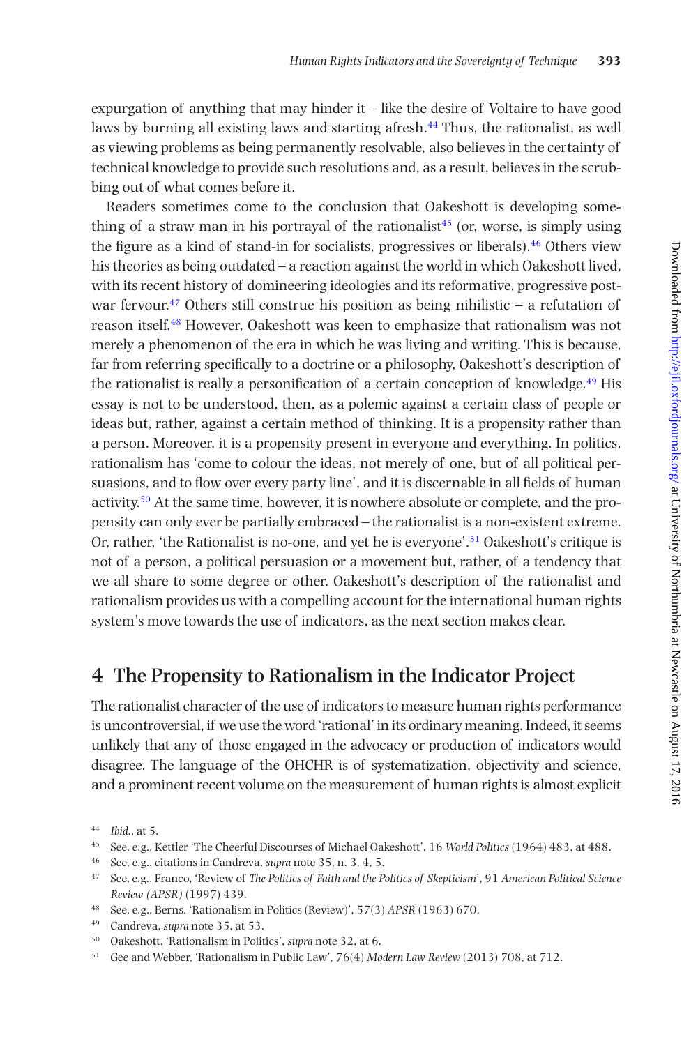expurgation of anything that may hinder it – like the desire of Voltaire to have good laws by burning all existing laws and starting afresh.[44] Thus, the rationalist, as well as viewing problems as being permanently resolvable, also believes in the certainty of technical knowledge to provide such resolutions and, as a result, believes in the scrubbing out of what comes before it.

Readers sometimes come to the conclusion that Oakeshott is developing something of a straw man in his portrayal of the rationalist[45] (or, worse, is simply using the figure as a kind of stand-in for socialists, progressives or liberals).[46] Others view his theories as being outdated – a reaction against the world in which Oakeshott lived, with its recent history of domineering ideologies and its reformative, progressive post-war fervour.[47] Others still construe his position as being nihilistic – a refutation of reason itself.[48] However, Oakeshott was keen to emphasize that rationalism was not merely a phenomenon of the era in which he was living and writing. This is because, far from referring specifically to a doctrine or a philosophy, Oakeshott's description of the rationalist is really a personification of a certain conception of knowledge.[49] His essay is not to be understood, then, as a polemic against a certain class of people or ideas but, rather, against a certain method of thinking. It is a propensity rather than a person. Moreover, it is a propensity present in everyone and everything. In politics, rationalism has 'come to colour the ideas, not merely of one, but of all political persuasions, and to flow over every party line', and it is discernable in all fields of human activity.[50] At the same time, however, it is nowhere absolute or complete, and the propensity can only ever be partially embraced – the rationalist is a non-existent extreme. Or, rather, 'the Rationalist is no-one, and yet he is everyone'.[51] Oakeshott's critique is not of a person, a political persuasion or a movement but, rather, of a tendency that we all share to some degree or other. Oakeshott's description of the rationalist and rationalism provides us with a compelling account for the international human rights system's move towards the use of indicators, as the next section makes clear.

## 4 The Propensity to Rationalism in the Indicator Project

The rationalist character of the use of indicators to measure human rights performance is uncontroversial, if we use the word 'rational' in its ordinary meaning. Indeed, it seems unlikely that any of those engaged in the advocacy or production of indicators would disagree. The language of the OHCHR is of systematization, objectivity and science, and a prominent recent volume on the measurement of human rights is almost explicit

[44] *Ibid.*, at 5.

[45] See, e.g., Kettler 'The Cheerful Discourses of Michael Oakeshott', 16 *World Politics* (1964) 483, at 488.

[46] See, e.g., citations in Candreva, *supra* note 35, n. 3, 4, 5.

[47] See, e.g., Franco, 'Review of *The Politics of Faith and the Politics of Skepticism*', 91 *American Political Science Review (APSR)* (1997) 439.

[48] See, e.g., Berns, 'Rationalism in Politics (Review)', 57(3) *APSR* (1963) 670.

[49] Candreva, *supra* note 35, at 53.

[50] Oakeshott, 'Rationalism in Politics', *supra* note 32, at 6.

[51] Gee and Webber, 'Rationalism in Public Law', 76(4) *Modern Law Review* (2013) 708, at 712.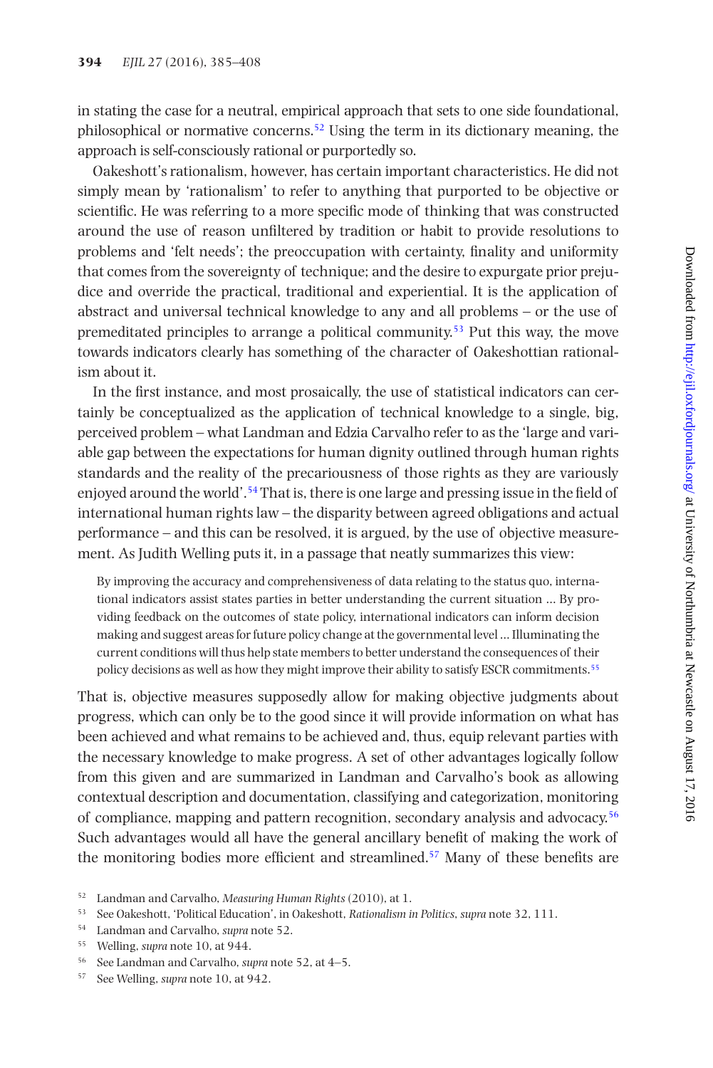in stating the case for a neutral, empirical approach that sets to one side foundational, philosophical or normative concerns.[52] Using the term in its dictionary meaning, the approach is self-consciously rational or purportedly so.

Oakeshott's rationalism, however, has certain important characteristics. He did not simply mean by 'rationalism' to refer to anything that purported to be objective or scientific. He was referring to a more specific mode of thinking that was constructed around the use of reason unfiltered by tradition or habit to provide resolutions to problems and 'felt needs'; the preoccupation with certainty, finality and uniformity that comes from the sovereignty of technique; and the desire to expurgate prior prejudice and override the practical, traditional and experiential. It is the application of abstract and universal technical knowledge to any and all problems – or the use of premeditated principles to arrange a political community.[53] Put this way, the move towards indicators clearly has something of the character of Oakeshottian rationalism about it.

In the first instance, and most prosaically, the use of statistical indicators can certainly be conceptualized as the application of technical knowledge to a single, big, perceived problem – what Landman and Edzia Carvalho refer to as the 'large and variable gap between the expectations for human dignity outlined through human rights standards and the reality of the precariousness of those rights as they are variously enjoyed around the world'.[54] That is, there is one large and pressing issue in the field of international human rights law – the disparity between agreed obligations and actual performance – and this can be resolved, it is argued, by the use of objective measurement. As Judith Welling puts it, in a passage that neatly summarizes this view:

> By improving the accuracy and comprehensiveness of data relating to the status quo, international indicators assist states parties in better understanding the current situation ... By providing feedback on the outcomes of state policy, international indicators can inform decision making and suggest areas for future policy change at the governmental level ... Illuminating the current conditions will thus help state members to better understand the consequences of their policy decisions as well as how they might improve their ability to satisfy ESCR commitments.[55]

That is, objective measures supposedly allow for making objective judgments about progress, which can only be to the good since it will provide information on what has been achieved and what remains to be achieved and, thus, equip relevant parties with the necessary knowledge to make progress. A set of other advantages logically follow from this given and are summarized in Landman and Carvalho's book as allowing contextual description and documentation, classifying and categorization, monitoring of compliance, mapping and pattern recognition, secondary analysis and advocacy.[56] Such advantages would all have the general ancillary benefit of making the work of the monitoring bodies more efficient and streamlined.[57] Many of these benefits are

[52] Landman and Carvalho, *Measuring Human Rights* (2010), at 1.

[53] See Oakeshott, 'Political Education', in Oakeshott, *Rationalism in Politics*, *supra* note 32, 111.

[54] Landman and Carvalho, *supra* note 52.

[55] Welling, *supra* note 10, at 944.

[56] See Landman and Carvalho, *supra* note 52, at 4–5.

[57] See Welling, *supra* note 10, at 942.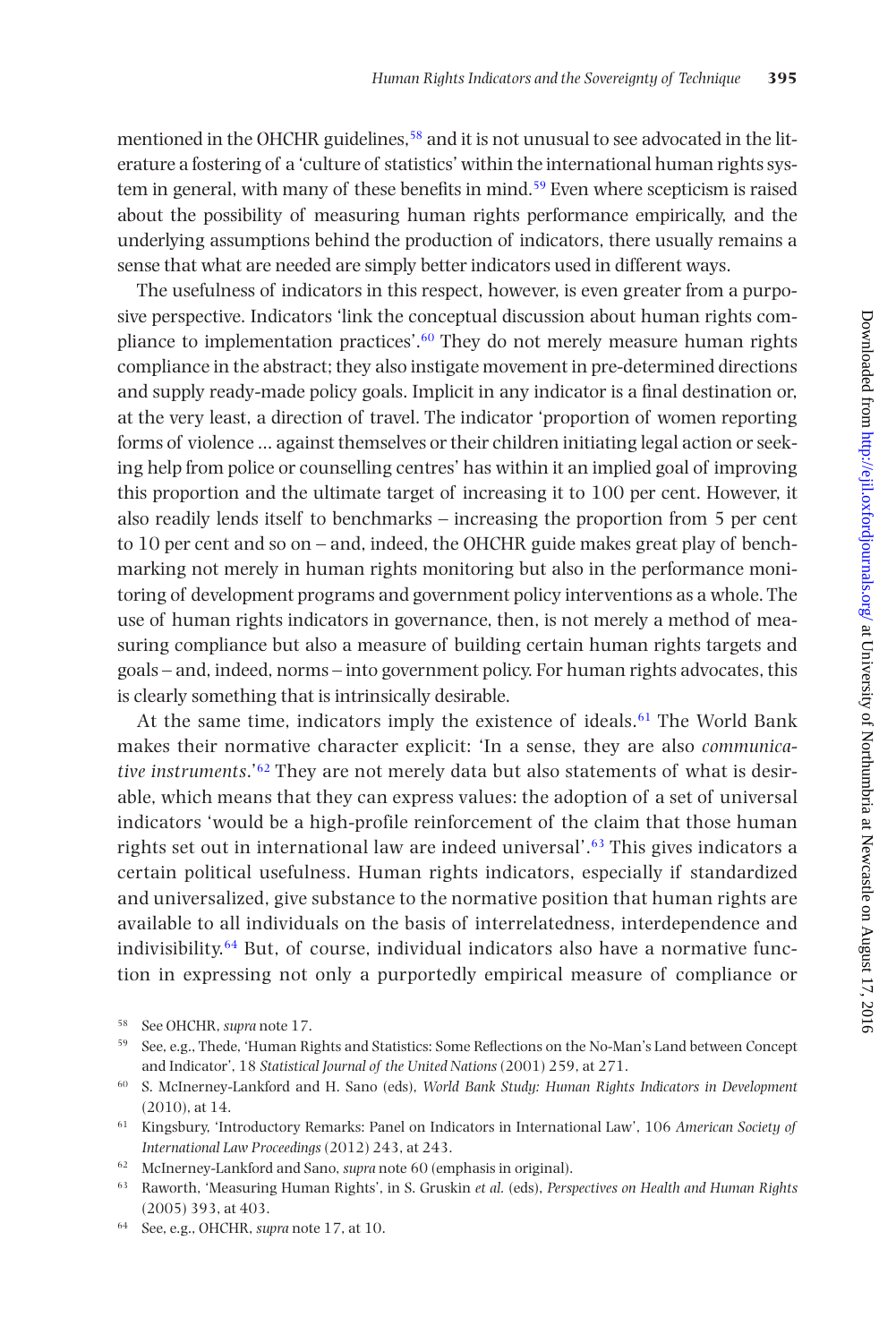mentioned in the OHCHR guidelines,[58] and it is not unusual to see advocated in the literature a fostering of a 'culture of statistics' within the international human rights system in general, with many of these benefits in mind.[59] Even where scepticism is raised about the possibility of measuring human rights performance empirically, and the underlying assumptions behind the production of indicators, there usually remains a sense that what are needed are simply better indicators used in different ways.

The usefulness of indicators in this respect, however, is even greater from a purposive perspective. Indicators 'link the conceptual discussion about human rights compliance to implementation practices'.[60] They do not merely measure human rights compliance in the abstract; they also instigate movement in pre-determined directions and supply ready-made policy goals. Implicit in any indicator is a final destination or, at the very least, a direction of travel. The indicator 'proportion of women reporting forms of violence … against themselves or their children initiating legal action or seeking help from police or counselling centres' has within it an implied goal of improving this proportion and the ultimate target of increasing it to 100 per cent. However, it also readily lends itself to benchmarks – increasing the proportion from 5 per cent to 10 per cent and so on – and, indeed, the OHCHR guide makes great play of benchmarking not merely in human rights monitoring but also in the performance monitoring of development programs and government policy interventions as a whole. The use of human rights indicators in governance, then, is not merely a method of measuring compliance but also a measure of building certain human rights targets and goals – and, indeed, norms – into government policy. For human rights advocates, this is clearly something that is intrinsically desirable.

At the same time, indicators imply the existence of ideals.[61] The World Bank makes their normative character explicit: 'In a sense, they are also *communicative instruments*.'[62] They are not merely data but also statements of what is desirable, which means that they can express values: the adoption of a set of universal indicators 'would be a high-profile reinforcement of the claim that those human rights set out in international law are indeed universal'.[63] This gives indicators a certain political usefulness. Human rights indicators, especially if standardized and universalized, give substance to the normative position that human rights are available to all individuals on the basis of interrelatedness, interdependence and indivisibility.[64] But, of course, individual indicators also have a normative function in expressing not only a purportedly empirical measure of compliance or

[58] See OHCHR, *supra* note 17.

[59] See, e.g., Thede, 'Human Rights and Statistics: Some Reflections on the No-Man's Land between Concept and Indicator', 18 *Statistical Journal of the United Nations* (2001) 259, at 271.

[60] S. McInerney-Lankford and H. Sano (eds), *World Bank Study: Human Rights Indicators in Development* (2010), at 14.

[61] Kingsbury, 'Introductory Remarks: Panel on Indicators in International Law', 106 *American Society of International Law Proceedings* (2012) 243, at 243.

[62] McInerney-Lankford and Sano, *supra* note 60 (emphasis in original).

[63] Raworth, 'Measuring Human Rights', in S. Gruskin *et al.* (eds), *Perspectives on Health and Human Rights* (2005) 393, at 403.

[64] See, e.g., OHCHR, *supra* note 17, at 10.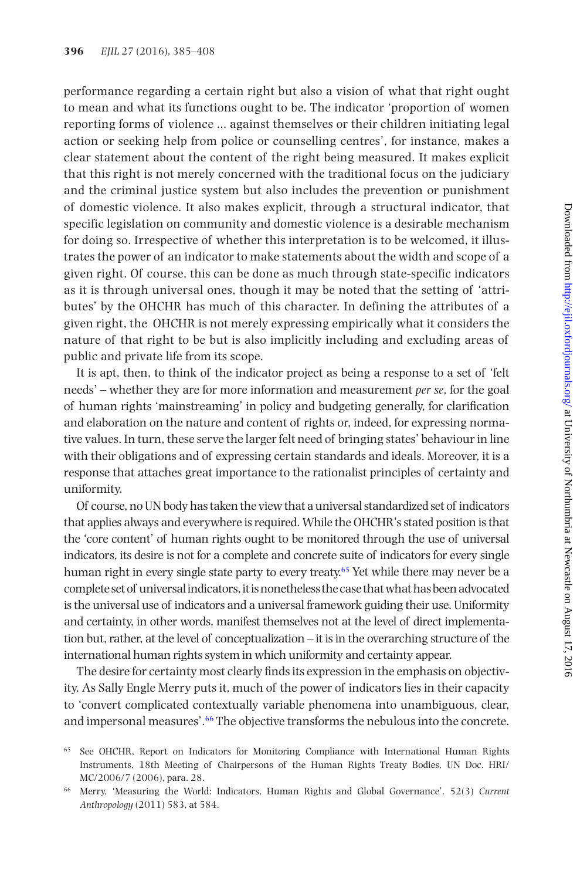performance regarding a certain right but also a vision of what that right ought to mean and what its functions ought to be. The indicator 'proportion of women reporting forms of violence ... against themselves or their children initiating legal action or seeking help from police or counselling centres', for instance, makes a clear statement about the content of the right being measured. It makes explicit that this right is not merely concerned with the traditional focus on the judiciary and the criminal justice system but also includes the prevention or punishment of domestic violence. It also makes explicit, through a structural indicator, that specific legislation on community and domestic violence is a desirable mechanism for doing so. Irrespective of whether this interpretation is to be welcomed, it illustrates the power of an indicator to make statements about the width and scope of a given right. Of course, this can be done as much through state-specific indicators as it is through universal ones, though it may be noted that the setting of 'attributes' by the OHCHR has much of this character. In defining the attributes of a given right, the OHCHR is not merely expressing empirically what it considers the nature of that right to be but is also implicitly including and excluding areas of public and private life from its scope.

It is apt, then, to think of the indicator project as being a response to a set of 'felt needs' – whether they are for more information and measurement *per se*, for the goal of human rights 'mainstreaming' in policy and budgeting generally, for clarification and elaboration on the nature and content of rights or, indeed, for expressing normative values. In turn, these serve the larger felt need of bringing states' behaviour in line with their obligations and of expressing certain standards and ideals. Moreover, it is a response that attaches great importance to the rationalist principles of certainty and uniformity.

Of course, no UN body has taken the view that a universal standardized set of indicators that applies always and everywhere is required. While the OHCHR's stated position is that the 'core content' of human rights ought to be monitored through the use of universal indicators, its desire is not for a complete and concrete suite of indicators for every single human right in every single state party to every treaty.[65] Yet while there may never be a complete set of universal indicators, it is nonetheless the case that what has been advocated is the universal use of indicators and a universal framework guiding their use. Uniformity and certainty, in other words, manifest themselves not at the level of direct implementation but, rather, at the level of conceptualization – it is in the overarching structure of the international human rights system in which uniformity and certainty appear.

The desire for certainty most clearly finds its expression in the emphasis on objectivity. As Sally Engle Merry puts it, much of the power of indicators lies in their capacity to 'convert complicated contextually variable phenomena into unambiguous, clear, and impersonal measures'.[66] The objective transforms the nebulous into the concrete.

[65] See OHCHR, Report on Indicators for Monitoring Compliance with International Human Rights Instruments, 18th Meeting of Chairpersons of the Human Rights Treaty Bodies, UN Doc. HRI/MC/2006/7 (2006), para. 28.

[66] Merry, 'Measuring the World: Indicators, Human Rights and Global Governance', 52(3) *Current Anthropology* (2011) 583, at 584.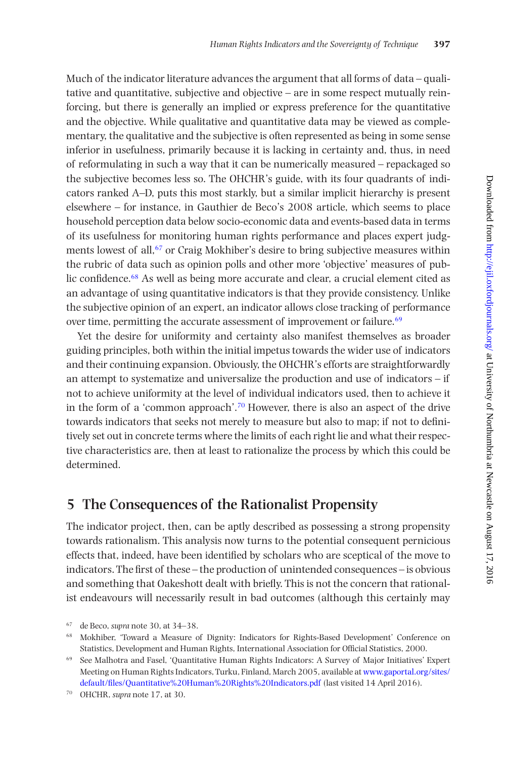Much of the indicator literature advances the argument that all forms of data – qualitative and quantitative, subjective and objective – are in some respect mutually reinforcing, but there is generally an implied or express preference for the quantitative and the objective. While qualitative and quantitative data may be viewed as complementary, the qualitative and the subjective is often represented as being in some sense inferior in usefulness, primarily because it is lacking in certainty and, thus, in need of reformulating in such a way that it can be numerically measured – repackaged so the subjective becomes less so. The OHCHR's guide, with its four quadrants of indicators ranked A–D, puts this most starkly, but a similar implicit hierarchy is present elsewhere – for instance, in Gauthier de Beco's 2008 article, which seems to place household perception data below socio-economic data and events-based data in terms of its usefulness for monitoring human rights performance and places expert judgments lowest of all,[67] or Craig Mokhiber's desire to bring subjective measures within the rubric of data such as opinion polls and other more 'objective' measures of public confidence.[68] As well as being more accurate and clear, a crucial element cited as an advantage of using quantitative indicators is that they provide consistency. Unlike the subjective opinion of an expert, an indicator allows close tracking of performance over time, permitting the accurate assessment of improvement or failure.[69]

Yet the desire for uniformity and certainty also manifest themselves as broader guiding principles, both within the initial impetus towards the wider use of indicators and their continuing expansion. Obviously, the OHCHR's efforts are straightforwardly an attempt to systematize and universalize the production and use of indicators – if not to achieve uniformity at the level of individual indicators used, then to achieve it in the form of a 'common approach'.[70] However, there is also an aspect of the drive towards indicators that seeks not merely to measure but also to map; if not to definitively set out in concrete terms where the limits of each right lie and what their respective characteristics are, then at least to rationalize the process by which this could be determined.

## 5 The Consequences of the Rationalist Propensity

The indicator project, then, can be aptly described as possessing a strong propensity towards rationalism. This analysis now turns to the potential consequent pernicious effects that, indeed, have been identified by scholars who are sceptical of the move to indicators. The first of these – the production of unintended consequences – is obvious and something that Oakeshott dealt with briefly. This is not the concern that rationalist endeavours will necessarily result in bad outcomes (although this certainly may

[67] de Beco, *supra* note 30, at 34–38.

[68] Mokhiber, 'Toward a Measure of Dignity: Indicators for Rights-Based Development' Conference on Statistics, Development and Human Rights, International Association for Official Statistics, 2000.

[69] See Malhotra and Fasel, 'Quantitative Human Rights Indicators: A Survey of Major Initiatives' Expert Meeting on Human Rights Indicators, Turku, Finland, March 2005, available at www.gaportal.org/sites/default/files/Quantitative%20Human%20Rights%20Indicators.pdf (last visited 14 April 2016).

[70] OHCHR, *supra* note 17, at 30.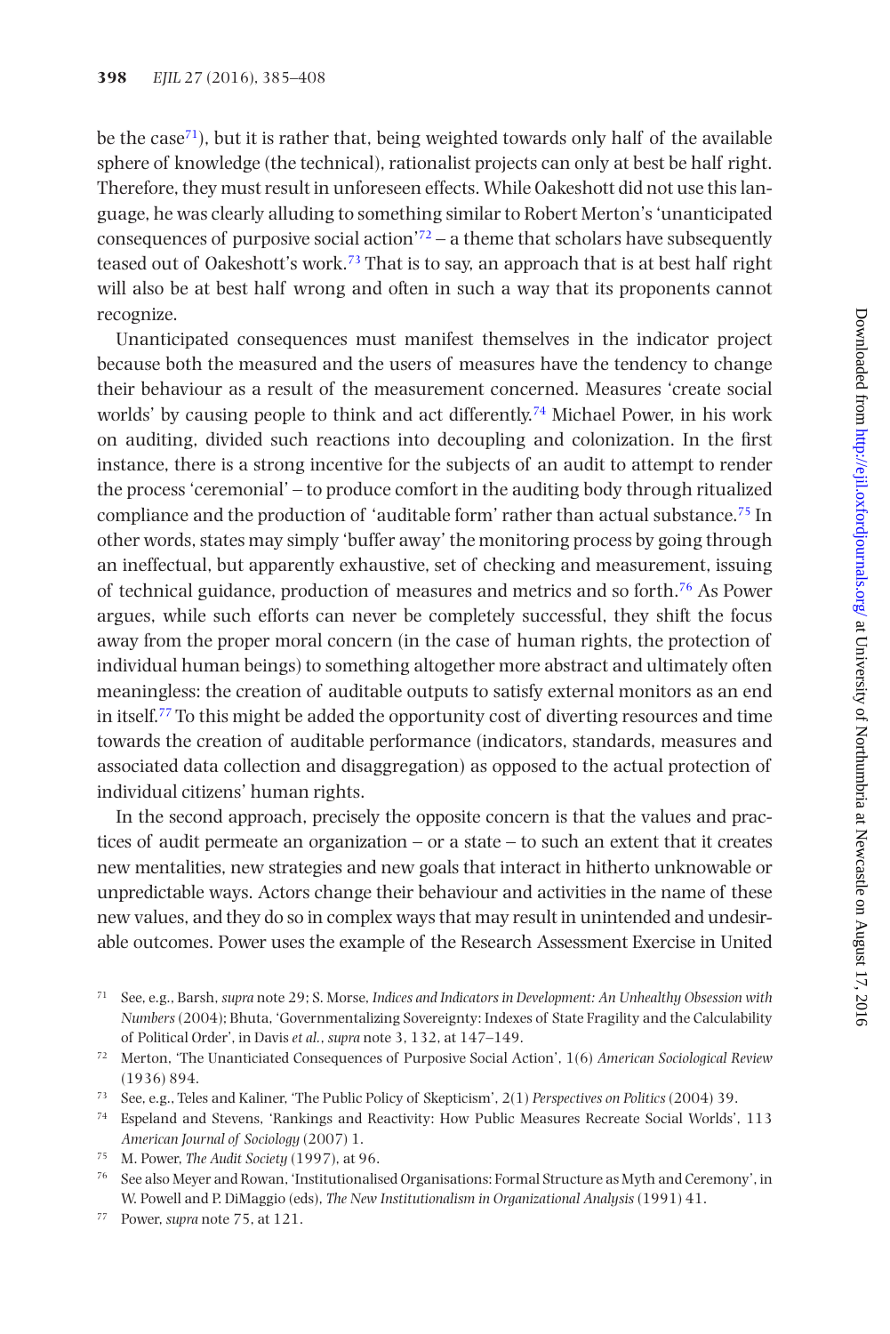be the case[71]), but it is rather that, being weighted towards only half of the available sphere of knowledge (the technical), rationalist projects can only at best be half right. Therefore, they must result in unforeseen effects. While Oakeshott did not use this language, he was clearly alluding to something similar to Robert Merton's 'unanticipated consequences of purposive social action'[72] – a theme that scholars have subsequently teased out of Oakeshott's work.[73] That is to say, an approach that is at best half right will also be at best half wrong and often in such a way that its proponents cannot recognize.

Unanticipated consequences must manifest themselves in the indicator project because both the measured and the users of measures have the tendency to change their behaviour as a result of the measurement concerned. Measures 'create social worlds' by causing people to think and act differently.[74] Michael Power, in his work on auditing, divided such reactions into decoupling and colonization. In the first instance, there is a strong incentive for the subjects of an audit to attempt to render the process 'ceremonial' – to produce comfort in the auditing body through ritualized compliance and the production of 'auditable form' rather than actual substance.[75] In other words, states may simply 'buffer away' the monitoring process by going through an ineffectual, but apparently exhaustive, set of checking and measurement, issuing of technical guidance, production of measures and metrics and so forth.[76] As Power argues, while such efforts can never be completely successful, they shift the focus away from the proper moral concern (in the case of human rights, the protection of individual human beings) to something altogether more abstract and ultimately often meaningless: the creation of auditable outputs to satisfy external monitors as an end in itself.[77] To this might be added the opportunity cost of diverting resources and time towards the creation of auditable performance (indicators, standards, measures and associated data collection and disaggregation) as opposed to the actual protection of individual citizens' human rights.

In the second approach, precisely the opposite concern is that the values and practices of audit permeate an organization – or a state – to such an extent that it creates new mentalities, new strategies and new goals that interact in hitherto unknowable or unpredictable ways. Actors change their behaviour and activities in the name of these new values, and they do so in complex ways that may result in unintended and undesirable outcomes. Power uses the example of the Research Assessment Exercise in United

[71] See, e.g., Barsh, *supra* note 29; S. Morse, *Indices and Indicators in Development: An Unhealthy Obsession with Numbers* (2004); Bhuta, 'Governmentalizing Sovereignty: Indexes of State Fragility and the Calculability of Political Order', in Davis *et al.*, *supra* note 3, 132, at 147–149.

[72] Merton, 'The Unanticiated Consequences of Purposive Social Action', 1(6) *American Sociological Review* (1936) 894.

[73] See, e.g., Teles and Kaliner, 'The Public Policy of Skepticism', 2(1) *Perspectives on Politics* (2004) 39.

[74] Espeland and Stevens, 'Rankings and Reactivity: How Public Measures Recreate Social Worlds', 113 *American Journal of Sociology* (2007) 1.

[75] M. Power, *The Audit Society* (1997), at 96.

[76] See also Meyer and Rowan, 'Institutionalised Organisations: Formal Structure as Myth and Ceremony', in W. Powell and P. DiMaggio (eds), *The New Institutionalism in Organizational Analysis* (1991) 41.

[77] Power, *supra* note 75, at 121.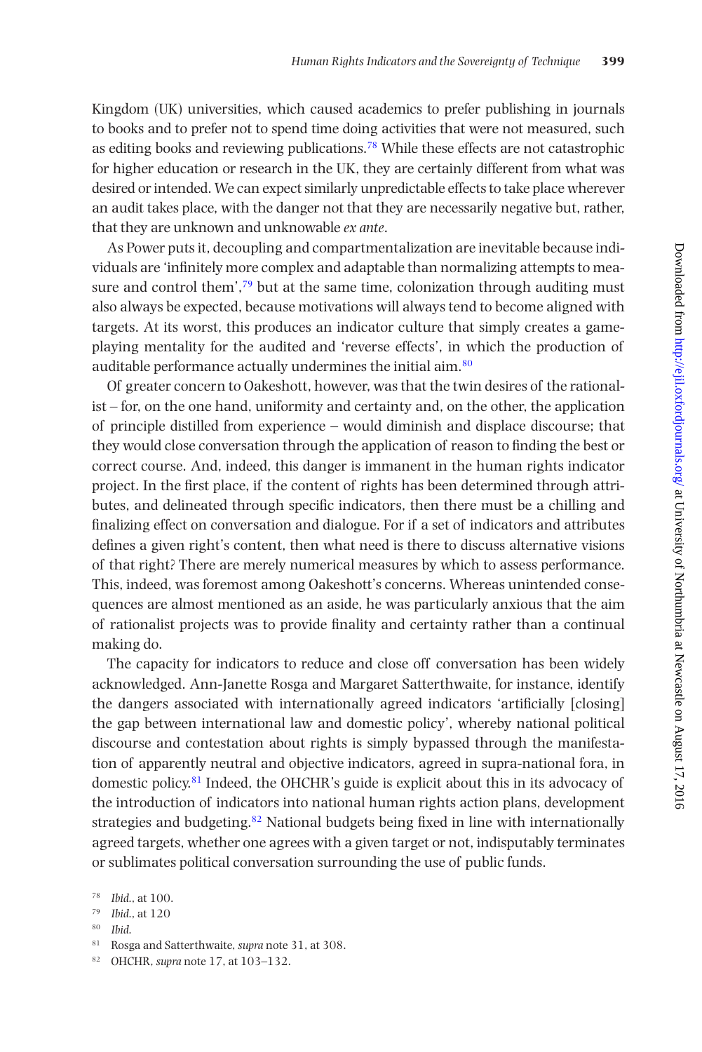Kingdom (UK) universities, which caused academics to prefer publishing in journals to books and to prefer not to spend time doing activities that were not measured, such as editing books and reviewing publications.[78] While these effects are not catastrophic for higher education or research in the UK, they are certainly different from what was desired or intended. We can expect similarly unpredictable effects to take place wherever an audit takes place, with the danger not that they are necessarily negative but, rather, that they are unknown and unknowable *ex ante*.

As Power puts it, decoupling and compartmentalization are inevitable because individuals are 'infinitely more complex and adaptable than normalizing attempts to measure and control them',[79] but at the same time, colonization through auditing must also always be expected, because motivations will always tend to become aligned with targets. At its worst, this produces an indicator culture that simply creates a game-playing mentality for the audited and 'reverse effects', in which the production of auditable performance actually undermines the initial aim.[80]

Of greater concern to Oakeshott, however, was that the twin desires of the rationalist – for, on the one hand, uniformity and certainty and, on the other, the application of principle distilled from experience – would diminish and displace discourse; that they would close conversation through the application of reason to finding the best or correct course. And, indeed, this danger is immanent in the human rights indicator project. In the first place, if the content of rights has been determined through attributes, and delineated through specific indicators, then there must be a chilling and finalizing effect on conversation and dialogue. For if a set of indicators and attributes defines a given right's content, then what need is there to discuss alternative visions of that right? There are merely numerical measures by which to assess performance. This, indeed, was foremost among Oakeshott's concerns. Whereas unintended consequences are almost mentioned as an aside, he was particularly anxious that the aim of rationalist projects was to provide finality and certainty rather than a continual making do.

The capacity for indicators to reduce and close off conversation has been widely acknowledged. Ann-Janette Rosga and Margaret Satterthwaite, for instance, identify the dangers associated with internationally agreed indicators 'artificially [closing] the gap between international law and domestic policy', whereby national political discourse and contestation about rights is simply bypassed through the manifestation of apparently neutral and objective indicators, agreed in supra-national fora, in domestic policy.[81] Indeed, the OHCHR's guide is explicit about this in its advocacy of the introduction of indicators into national human rights action plans, development strategies and budgeting.[82] National budgets being fixed in line with internationally agreed targets, whether one agrees with a given target or not, indisputably terminates or sublimates political conversation surrounding the use of public funds.

[78] *Ibid.*, at 100.

[79] *Ibid.*, at 120

[80] *Ibid.*

[81] Rosga and Satterthwaite, *supra* note 31, at 308.

[82] OHCHR, *supra* note 17, at 103–132.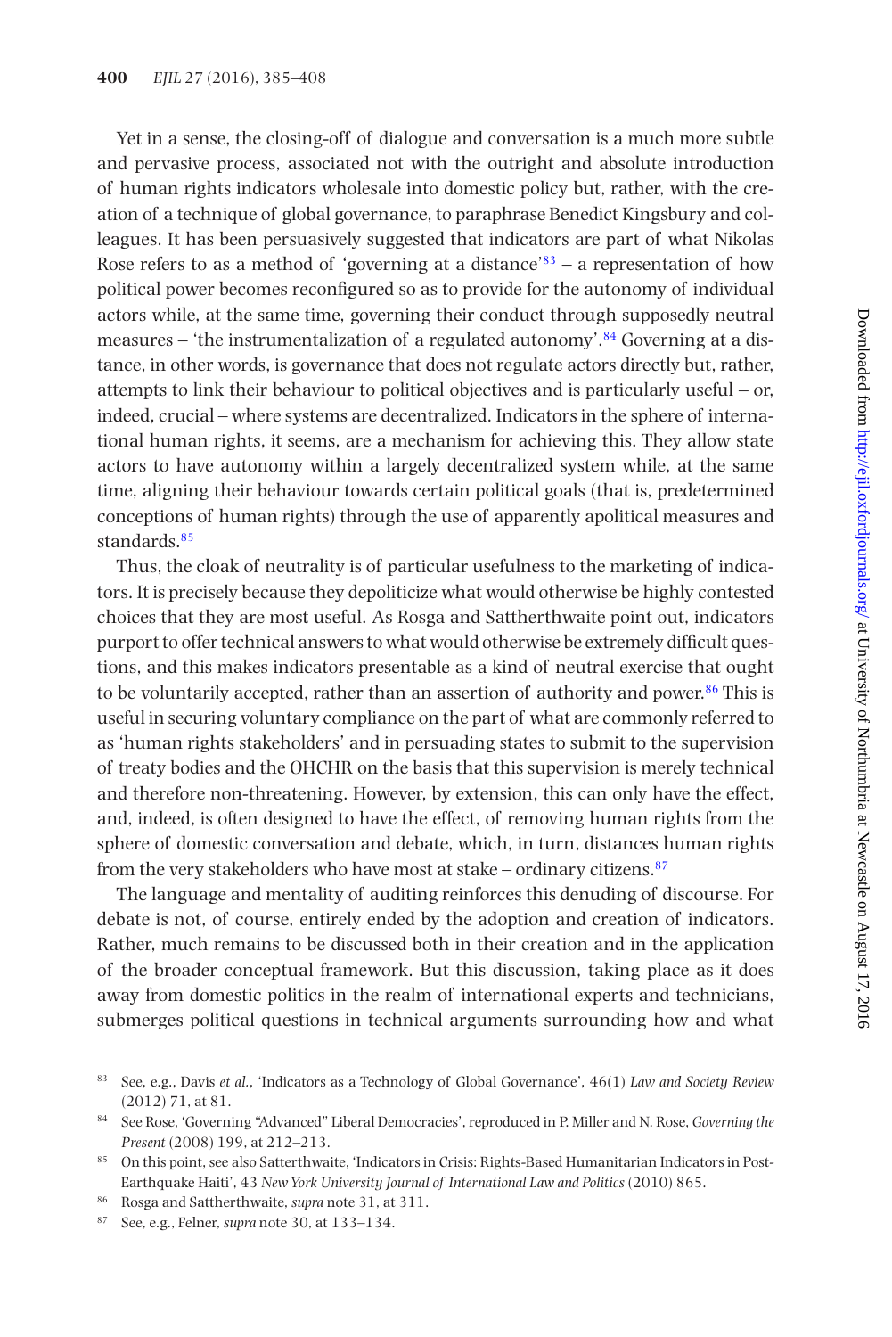Yet in a sense, the closing-off of dialogue and conversation is a much more subtle and pervasive process, associated not with the outright and absolute introduction of human rights indicators wholesale into domestic policy but, rather, with the creation of a technique of global governance, to paraphrase Benedict Kingsbury and colleagues. It has been persuasively suggested that indicators are part of what Nikolas Rose refers to as a method of 'governing at a distance'[83] – a representation of how political power becomes reconfigured so as to provide for the autonomy of individual actors while, at the same time, governing their conduct through supposedly neutral measures – 'the instrumentalization of a regulated autonomy'.[84] Governing at a distance, in other words, is governance that does not regulate actors directly but, rather, attempts to link their behaviour to political objectives and is particularly useful – or, indeed, crucial – where systems are decentralized. Indicators in the sphere of international human rights, it seems, are a mechanism for achieving this. They allow state actors to have autonomy within a largely decentralized system while, at the same time, aligning their behaviour towards certain political goals (that is, predetermined conceptions of human rights) through the use of apparently apolitical measures and standards.[85]

Thus, the cloak of neutrality is of particular usefulness to the marketing of indicators. It is precisely because they depoliticize what would otherwise be highly contested choices that they are most useful. As Rosga and Sattherthwaite point out, indicators purport to offer technical answers to what would otherwise be extremely difficult questions, and this makes indicators presentable as a kind of neutral exercise that ought to be voluntarily accepted, rather than an assertion of authority and power.[86] This is useful in securing voluntary compliance on the part of what are commonly referred to as 'human rights stakeholders' and in persuading states to submit to the supervision of treaty bodies and the OHCHR on the basis that this supervision is merely technical and therefore non-threatening. However, by extension, this can only have the effect, and, indeed, is often designed to have the effect, of removing human rights from the sphere of domestic conversation and debate, which, in turn, distances human rights from the very stakeholders who have most at stake – ordinary citizens.[87]

The language and mentality of auditing reinforces this denuding of discourse. For debate is not, of course, entirely ended by the adoption and creation of indicators. Rather, much remains to be discussed both in their creation and in the application of the broader conceptual framework. But this discussion, taking place as it does away from domestic politics in the realm of international experts and technicians, submerges political questions in technical arguments surrounding how and what

[83] See, e.g., Davis *et al.*, 'Indicators as a Technology of Global Governance', 46(1) *Law and Society Review* (2012) 71, at 81.

[84] See Rose, 'Governing "Advanced" Liberal Democracies', reproduced in P. Miller and N. Rose, *Governing the Present* (2008) 199, at 212–213.

[85] On this point, see also Satterthwaite, 'Indicators in Crisis: Rights-Based Humanitarian Indicators in Post-Earthquake Haiti', 43 *New York University Journal of International Law and Politics* (2010) 865.

[86] Rosga and Sattherthwaite, *supra* note 31, at 311.

[87] See, e.g., Felner, *supra* note 30, at 133–134.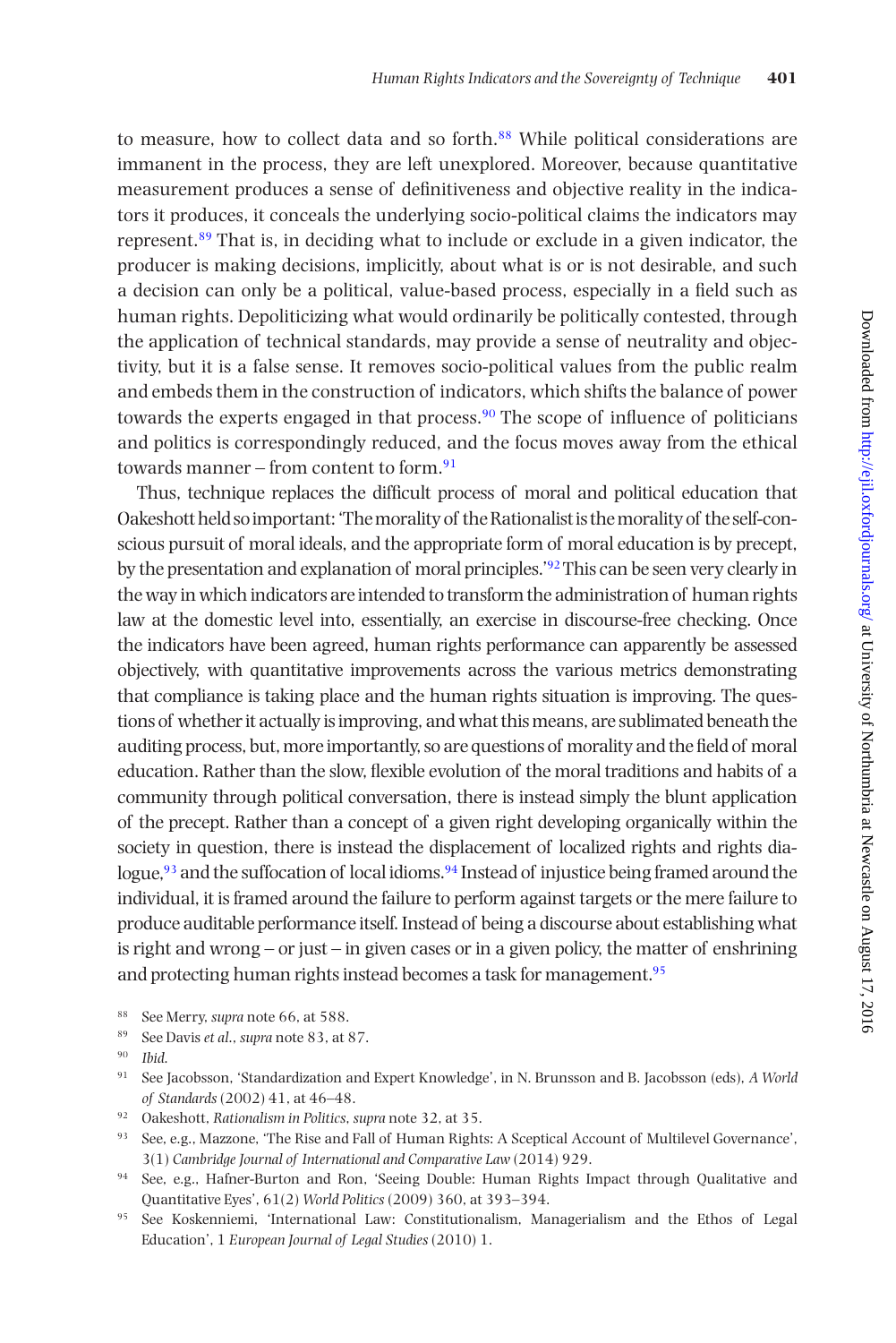to measure, how to collect data and so forth.[88] While political considerations are immanent in the process, they are left unexplored. Moreover, because quantitative measurement produces a sense of definitiveness and objective reality in the indicators it produces, it conceals the underlying socio-political claims the indicators may represent.[89] That is, in deciding what to include or exclude in a given indicator, the producer is making decisions, implicitly, about what is or is not desirable, and such a decision can only be a political, value-based process, especially in a field such as human rights. Depoliticizing what would ordinarily be politically contested, through the application of technical standards, may provide a sense of neutrality and objectivity, but it is a false sense. It removes socio-political values from the public realm and embeds them in the construction of indicators, which shifts the balance of power towards the experts engaged in that process.[90] The scope of influence of politicians and politics is correspondingly reduced, and the focus moves away from the ethical towards manner – from content to form.[91]

Thus, technique replaces the difficult process of moral and political education that Oakeshott held so important: 'The morality of the Rationalist is the morality of the self-conscious pursuit of moral ideals, and the appropriate form of moral education is by precept, by the presentation and explanation of moral principles.'[92] This can be seen very clearly in the way in which indicators are intended to transform the administration of human rights law at the domestic level into, essentially, an exercise in discourse-free checking. Once the indicators have been agreed, human rights performance can apparently be assessed objectively, with quantitative improvements across the various metrics demonstrating that compliance is taking place and the human rights situation is improving. The questions of whether it actually is improving, and what this means, are sublimated beneath the auditing process, but, more importantly, so are questions of morality and the field of moral education. Rather than the slow, flexible evolution of the moral traditions and habits of a community through political conversation, there is instead simply the blunt application of the precept. Rather than a concept of a given right developing organically within the society in question, there is instead the displacement of localized rights and rights dialogue,[93] and the suffocation of local idioms.[94] Instead of injustice being framed around the individual, it is framed around the failure to perform against targets or the mere failure to produce auditable performance itself. Instead of being a discourse about establishing what is right and wrong – or just – in given cases or in a given policy, the matter of enshrining and protecting human rights instead becomes a task for management.[95]

[88] See Merry, *supra* note 66, at 588.

[89] See Davis *et al.*, *supra* note 83, at 87.

[90] *Ibid.*

[91] See Jacobsson, 'Standardization and Expert Knowledge', in N. Brunsson and B. Jacobsson (eds), *A World of Standards* (2002) 41, at 46–48.

[92] Oakeshott, *Rationalism in Politics*, *supra* note 32, at 35.

[93] See, e.g., Mazzone, 'The Rise and Fall of Human Rights: A Sceptical Account of Multilevel Governance', 3(1) *Cambridge Journal of International and Comparative Law* (2014) 929.

[94] See, e.g., Hafner-Burton and Ron, 'Seeing Double: Human Rights Impact through Qualitative and Quantitative Eyes', 61(2) *World Politics* (2009) 360, at 393–394.

[95] See Koskenniemi, 'International Law: Constitutionalism, Managerialism and the Ethos of Legal Education', 1 *European Journal of Legal Studies* (2010) 1.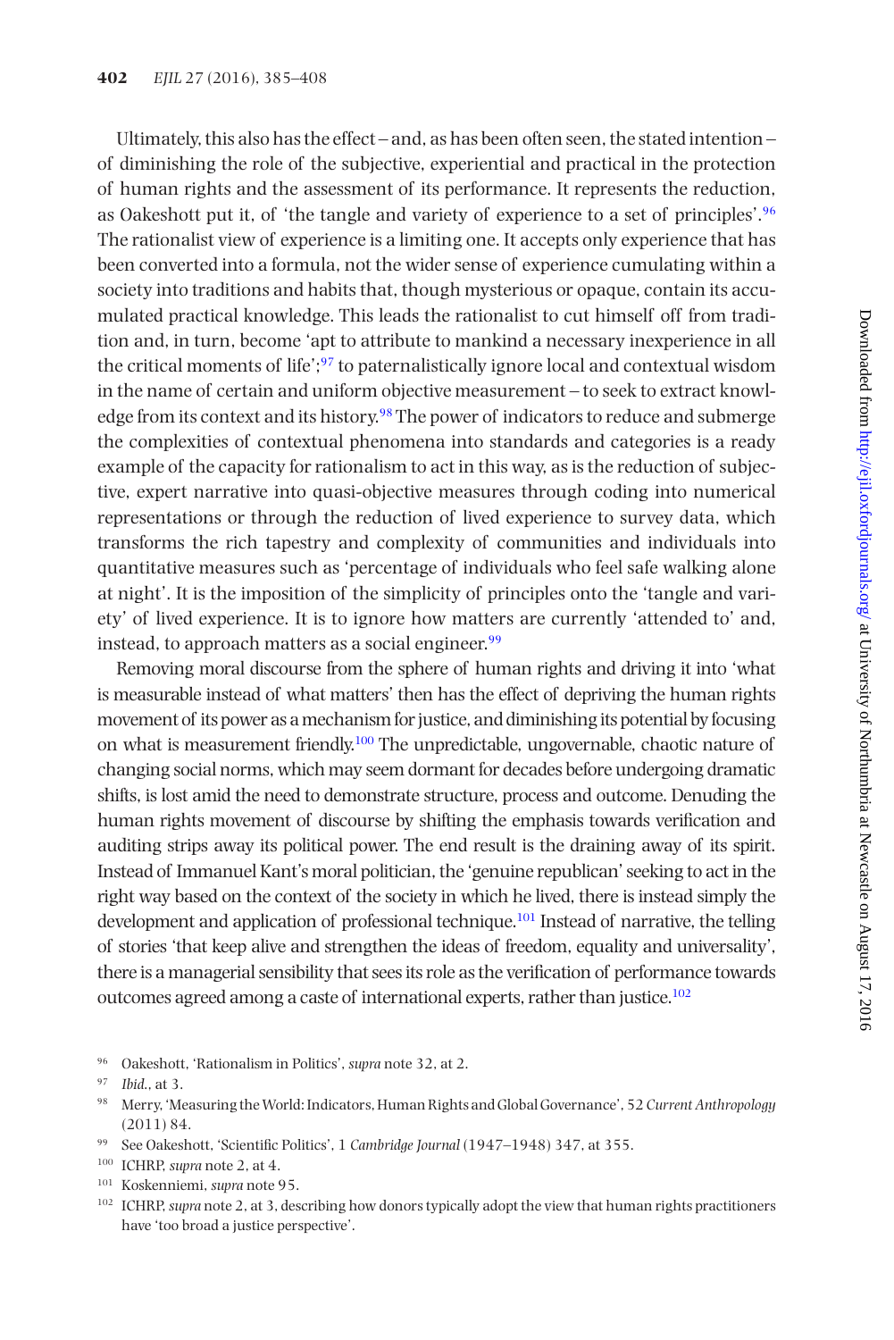Ultimately, this also has the effect – and, as has been often seen, the stated intention – of diminishing the role of the subjective, experiential and practical in the protection of human rights and the assessment of its performance. It represents the reduction, as Oakeshott put it, of 'the tangle and variety of experience to a set of principles'.[96] The rationalist view of experience is a limiting one. It accepts only experience that has been converted into a formula, not the wider sense of experience cumulating within a society into traditions and habits that, though mysterious or opaque, contain its accumulated practical knowledge. This leads the rationalist to cut himself off from tradition and, in turn, become 'apt to attribute to mankind a necessary inexperience in all the critical moments of life';[97] to paternalistically ignore local and contextual wisdom in the name of certain and uniform objective measurement – to seek to extract knowledge from its context and its history.[98] The power of indicators to reduce and submerge the complexities of contextual phenomena into standards and categories is a ready example of the capacity for rationalism to act in this way, as is the reduction of subjective, expert narrative into quasi-objective measures through coding into numerical representations or through the reduction of lived experience to survey data, which transforms the rich tapestry and complexity of communities and individuals into quantitative measures such as 'percentage of individuals who feel safe walking alone at night'. It is the imposition of the simplicity of principles onto the 'tangle and variety' of lived experience. It is to ignore how matters are currently 'attended to' and, instead, to approach matters as a social engineer.[99]

Removing moral discourse from the sphere of human rights and driving it into 'what is measurable instead of what matters' then has the effect of depriving the human rights movement of its power as a mechanism for justice, and diminishing its potential by focusing on what is measurement friendly.[100] The unpredictable, ungovernable, chaotic nature of changing social norms, which may seem dormant for decades before undergoing dramatic shifts, is lost amid the need to demonstrate structure, process and outcome. Denuding the human rights movement of discourse by shifting the emphasis towards verification and auditing strips away its political power. The end result is the draining away of its spirit. Instead of Immanuel Kant's moral politician, the 'genuine republican' seeking to act in the right way based on the context of the society in which he lived, there is instead simply the development and application of professional technique.[101] Instead of narrative, the telling of stories 'that keep alive and strengthen the ideas of freedom, equality and universality', there is a managerial sensibility that sees its role as the verification of performance towards outcomes agreed among a caste of international experts, rather than justice.[102]

[96] Oakeshott, 'Rationalism in Politics', *supra* note 32, at 2.

[97] *Ibid.*, at 3.

[98] Merry, 'Measuring the World: Indicators, Human Rights and Global Governance', 52 *Current Anthropology* (2011) 84.

[99] See Oakeshott, 'Scientific Politics', 1 *Cambridge Journal* (1947–1948) 347, at 355.

[100] ICHRP, *supra* note 2, at 4.

[101] Koskenniemi, *supra* note 95.

[102] ICHRP, *supra* note 2, at 3, describing how donors typically adopt the view that human rights practitioners have 'too broad a justice perspective'.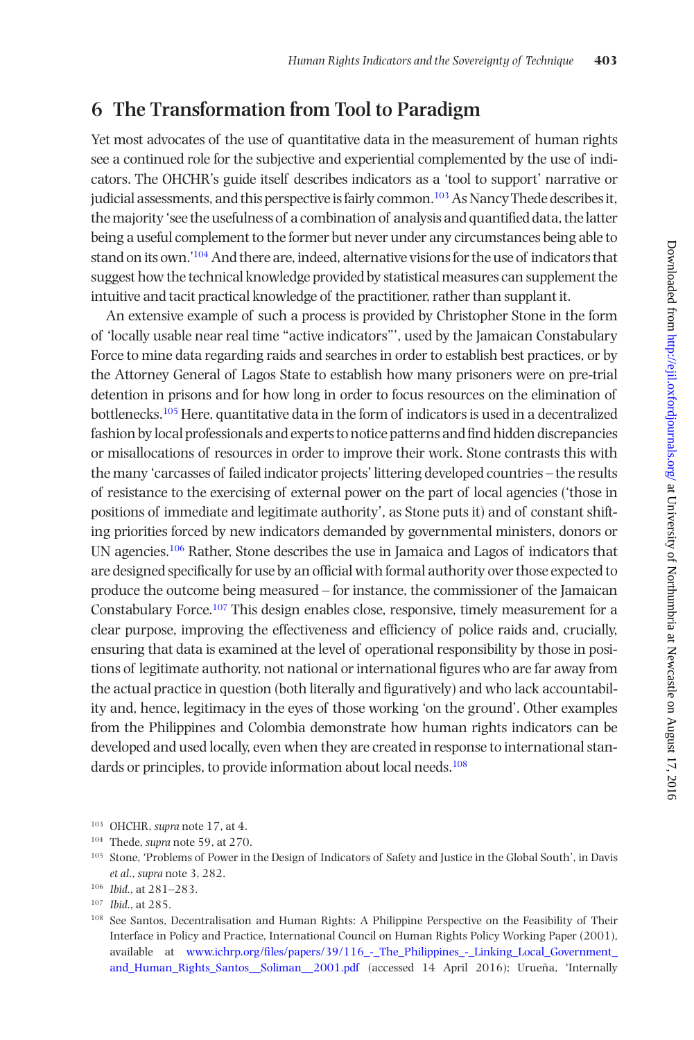## 6 The Transformation from Tool to Paradigm

Yet most advocates of the use of quantitative data in the measurement of human rights see a continued role for the subjective and experiential complemented by the use of indicators. The OHCHR's guide itself describes indicators as a 'tool to support' narrative or judicial assessments, and this perspective is fairly common.[103] As Nancy Thede describes it, the majority 'see the usefulness of a combination of analysis and quantified data, the latter being a useful complement to the former but never under any circumstances being able to stand on its own.'[104] And there are, indeed, alternative visions for the use of indicators that suggest how the technical knowledge provided by statistical measures can supplement the intuitive and tacit practical knowledge of the practitioner, rather than supplant it.

An extensive example of such a process is provided by Christopher Stone in the form of 'locally usable near real time "active indicators"', used by the Jamaican Constabulary Force to mine data regarding raids and searches in order to establish best practices, or by the Attorney General of Lagos State to establish how many prisoners were on pre-trial detention in prisons and for how long in order to focus resources on the elimination of bottlenecks.[105] Here, quantitative data in the form of indicators is used in a decentralized fashion by local professionals and experts to notice patterns and find hidden discrepancies or misallocations of resources in order to improve their work. Stone contrasts this with the many 'carcasses of failed indicator projects' littering developed countries – the results of resistance to the exercising of external power on the part of local agencies ('those in positions of immediate and legitimate authority', as Stone puts it) and of constant shifting priorities forced by new indicators demanded by governmental ministers, donors or UN agencies.[106] Rather, Stone describes the use in Jamaica and Lagos of indicators that are designed specifically for use by an official with formal authority over those expected to produce the outcome being measured – for instance, the commissioner of the Jamaican Constabulary Force.[107] This design enables close, responsive, timely measurement for a clear purpose, improving the effectiveness and efficiency of police raids and, crucially, ensuring that data is examined at the level of operational responsibility by those in positions of legitimate authority, not national or international figures who are far away from the actual practice in question (both literally and figuratively) and who lack accountability and, hence, legitimacy in the eyes of those working 'on the ground'. Other examples from the Philippines and Colombia demonstrate how human rights indicators can be developed and used locally, even when they are created in response to international standards or principles, to provide information about local needs.[108]

[103] OHCHR, *supra* note 17, at 4.

[104] Thede, *supra* note 59, at 270.

[105] Stone, 'Problems of Power in the Design of Indicators of Safety and Justice in the Global South', in Davis *et al.*, *supra* note 3, 282.

[106] *Ibid.*, at 281–283.

[107] *Ibid.*, at 285.

[108] See Santos, Decentralisation and Human Rights: A Philippine Perspective on the Feasibility of Their Interface in Policy and Practice, International Council on Human Rights Policy Working Paper (2001), available at www.ichrp.org/files/papers/39/116_-_The_Philippines_-_Linking_Local_Government_and_Human_Rights_Santos__Soliman__2001.pdf (accessed 14 April 2016); Urueña, 'Internally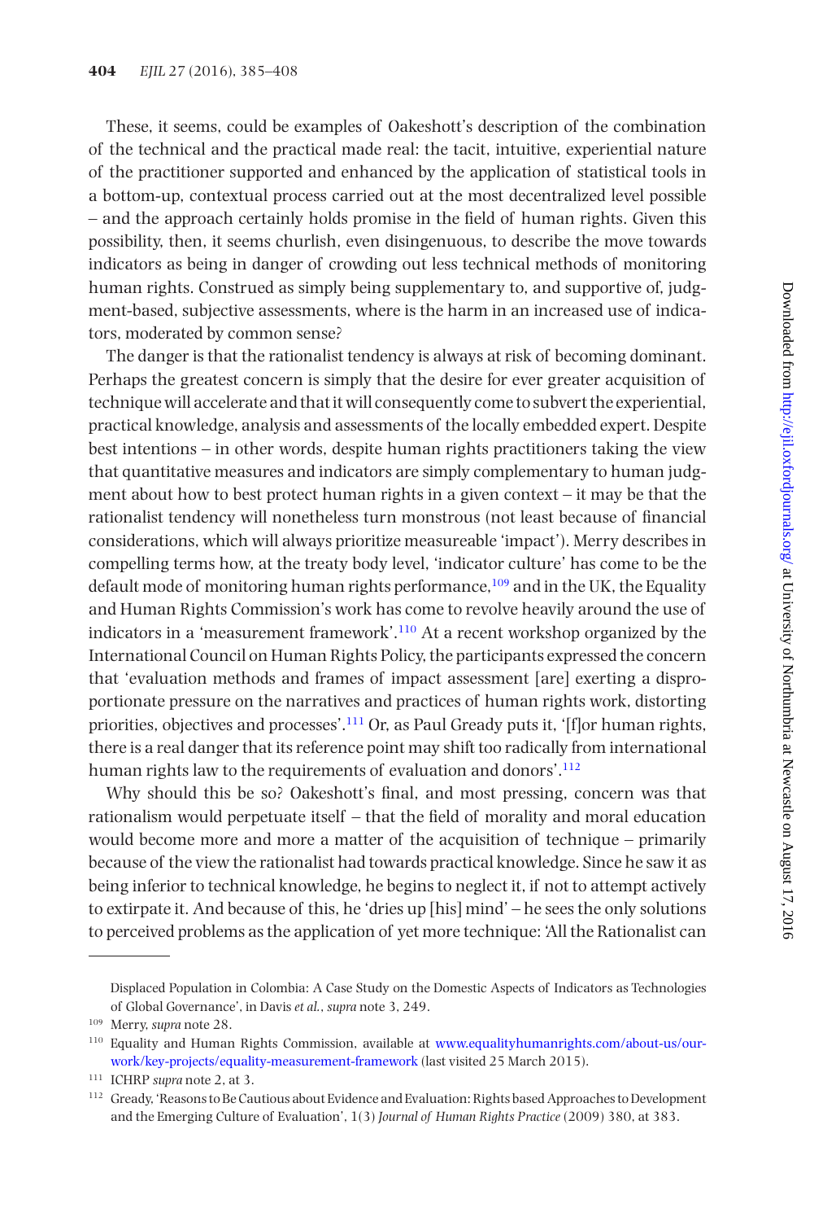These, it seems, could be examples of Oakeshott's description of the combination of the technical and the practical made real: the tacit, intuitive, experiential nature of the practitioner supported and enhanced by the application of statistical tools in a bottom-up, contextual process carried out at the most decentralized level possible – and the approach certainly holds promise in the field of human rights. Given this possibility, then, it seems churlish, even disingenuous, to describe the move towards indicators as being in danger of crowding out less technical methods of monitoring human rights. Construed as simply being supplementary to, and supportive of, judgment-based, subjective assessments, where is the harm in an increased use of indicators, moderated by common sense?

The danger is that the rationalist tendency is always at risk of becoming dominant. Perhaps the greatest concern is simply that the desire for ever greater acquisition of technique will accelerate and that it will consequently come to subvert the experiential, practical knowledge, analysis and assessments of the locally embedded expert. Despite best intentions – in other words, despite human rights practitioners taking the view that quantitative measures and indicators are simply complementary to human judgment about how to best protect human rights in a given context – it may be that the rationalist tendency will nonetheless turn monstrous (not least because of financial considerations, which will always prioritize measureable 'impact'). Merry describes in compelling terms how, at the treaty body level, 'indicator culture' has come to be the default mode of monitoring human rights performance,[109] and in the UK, the Equality and Human Rights Commission's work has come to revolve heavily around the use of indicators in a 'measurement framework'.[110] At a recent workshop organized by the International Council on Human Rights Policy, the participants expressed the concern that 'evaluation methods and frames of impact assessment [are] exerting a disproportionate pressure on the narratives and practices of human rights work, distorting priorities, objectives and processes'.[111] Or, as Paul Gready puts it, '[f]or human rights, there is a real danger that its reference point may shift too radically from international human rights law to the requirements of evaluation and donors'.[112]

Why should this be so? Oakeshott's final, and most pressing, concern was that rationalism would perpetuate itself – that the field of morality and moral education would become more and more a matter of the acquisition of technique – primarily because of the view the rationalist had towards practical knowledge. Since he saw it as being inferior to technical knowledge, he begins to neglect it, if not to attempt actively to extirpate it. And because of this, he 'dries up [his] mind' – he sees the only solutions to perceived problems as the application of yet more technique: 'All the Rationalist can

---

Displaced Population in Colombia: A Case Study on the Domestic Aspects of Indicators as Technologies of Global Governance', in Davis *et al.*, *supra* note 3, 249.

[109] Merry, *supra* note 28.

[110] Equality and Human Rights Commission, available at www.equalityhumanrights.com/about-us/our-work/key-projects/equality-measurement-framework (last visited 25 March 2015).

[111] ICHRP *supra* note 2, at 3.

[112] Gready, 'Reasons to Be Cautious about Evidence and Evaluation: Rights based Approaches to Development and the Emerging Culture of Evaluation', 1(3) *Journal of Human Rights Practice* (2009) 380, at 383.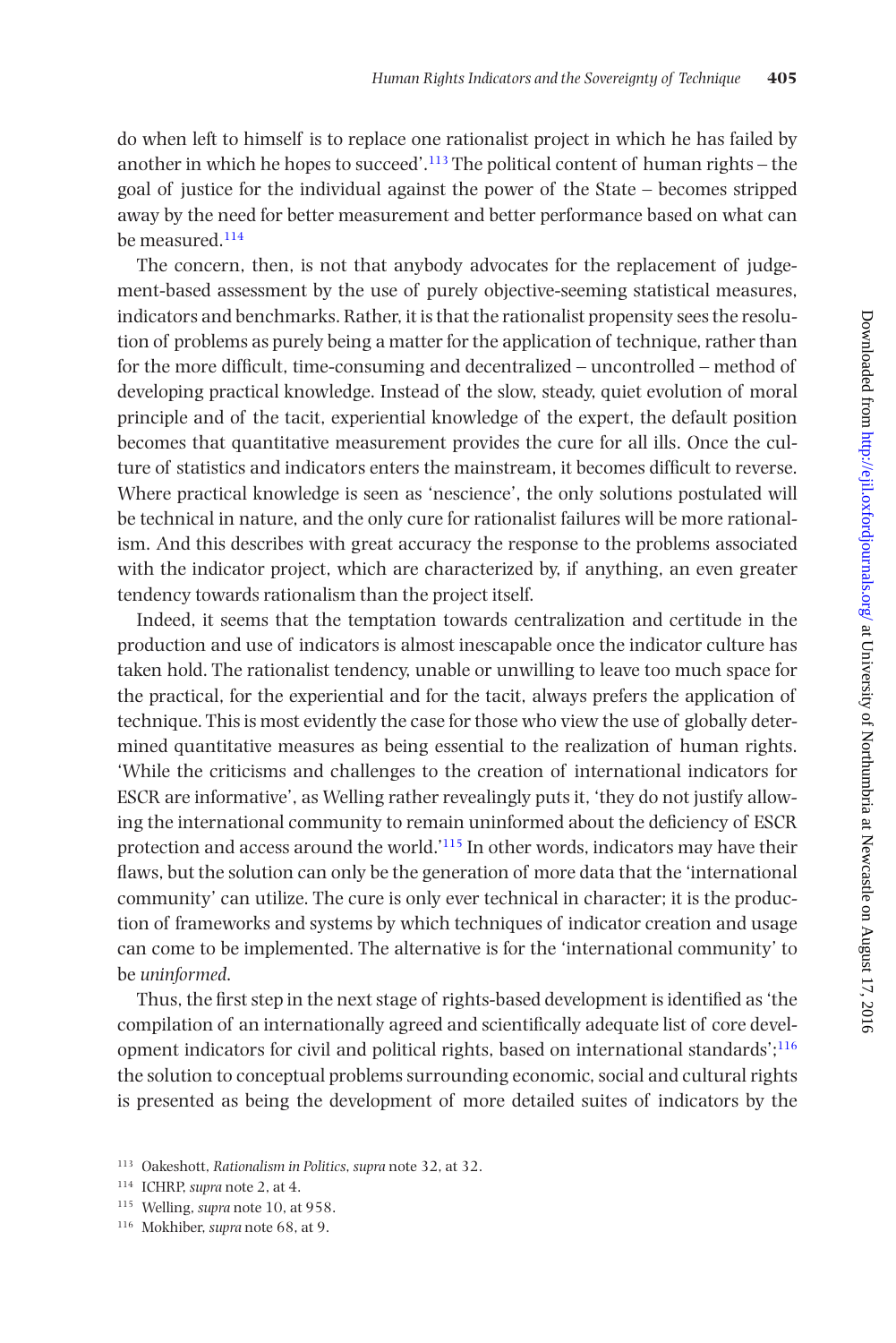do when left to himself is to replace one rationalist project in which he has failed by another in which he hopes to succeed'.[113] The political content of human rights – the goal of justice for the individual against the power of the State – becomes stripped away by the need for better measurement and better performance based on what can be measured.[114]

The concern, then, is not that anybody advocates for the replacement of judgement-based assessment by the use of purely objective-seeming statistical measures, indicators and benchmarks. Rather, it is that the rationalist propensity sees the resolution of problems as purely being a matter for the application of technique, rather than for the more difficult, time-consuming and decentralized – uncontrolled – method of developing practical knowledge. Instead of the slow, steady, quiet evolution of moral principle and of the tacit, experiential knowledge of the expert, the default position becomes that quantitative measurement provides the cure for all ills. Once the culture of statistics and indicators enters the mainstream, it becomes difficult to reverse. Where practical knowledge is seen as 'nescience', the only solutions postulated will be technical in nature, and the only cure for rationalist failures will be more rationalism. And this describes with great accuracy the response to the problems associated with the indicator project, which are characterized by, if anything, an even greater tendency towards rationalism than the project itself.

Indeed, it seems that the temptation towards centralization and certitude in the production and use of indicators is almost inescapable once the indicator culture has taken hold. The rationalist tendency, unable or unwilling to leave too much space for the practical, for the experiential and for the tacit, always prefers the application of technique. This is most evidently the case for those who view the use of globally determined quantitative measures as being essential to the realization of human rights. 'While the criticisms and challenges to the creation of international indicators for ESCR are informative', as Welling rather revealingly puts it, 'they do not justify allowing the international community to remain uninformed about the deficiency of ESCR protection and access around the world.'[115] In other words, indicators may have their flaws, but the solution can only be the generation of more data that the 'international community' can utilize. The cure is only ever technical in character; it is the production of frameworks and systems by which techniques of indicator creation and usage can come to be implemented. The alternative is for the 'international community' to be *uninformed*.

Thus, the first step in the next stage of rights-based development is identified as 'the compilation of an internationally agreed and scientifically adequate list of core development indicators for civil and political rights, based on international standards';[116] the solution to conceptual problems surrounding economic, social and cultural rights is presented as being the development of more detailed suites of indicators by the

[113] Oakeshott, *Rationalism in Politics*, *supra* note 32, at 32.

[114] ICHRP, *supra* note 2, at 4.

[115] Welling, *supra* note 10, at 958.

[116] Mokhiber, *supra* note 68, at 9.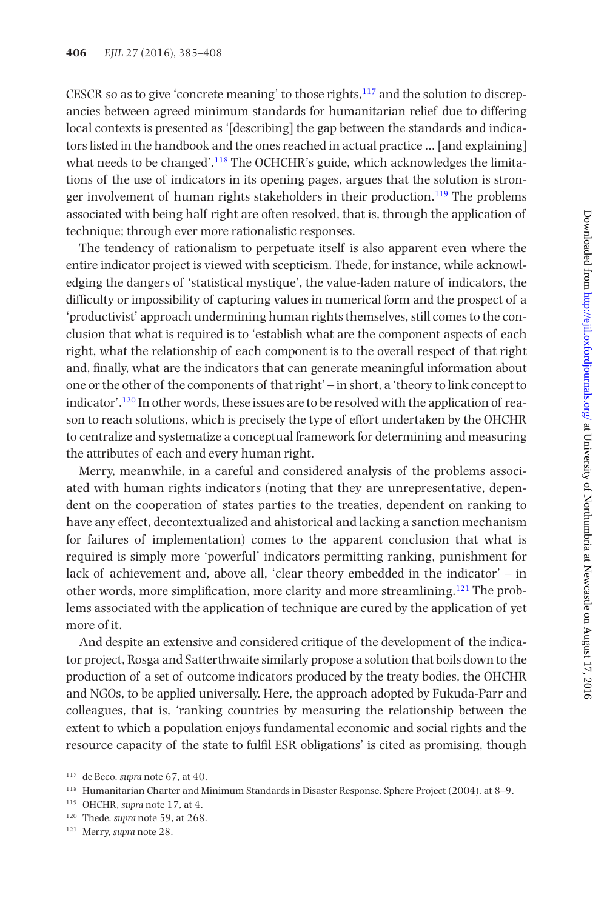CESCR so as to give 'concrete meaning' to those rights,[117] and the solution to discrepancies between agreed minimum standards for humanitarian relief due to differing local contexts is presented as '[describing] the gap between the standards and indicators listed in the handbook and the ones reached in actual practice ... [and explaining] what needs to be changed'.[118] The OCHCHR's guide, which acknowledges the limitations of the use of indicators in its opening pages, argues that the solution is stronger involvement of human rights stakeholders in their production.[119] The problems associated with being half right are often resolved, that is, through the application of technique; through ever more rationalistic responses.

The tendency of rationalism to perpetuate itself is also apparent even where the entire indicator project is viewed with scepticism. Thede, for instance, while acknowledging the dangers of 'statistical mystique', the value-laden nature of indicators, the difficulty or impossibility of capturing values in numerical form and the prospect of a 'productivist' approach undermining human rights themselves, still comes to the conclusion that what is required is to 'establish what are the component aspects of each right, what the relationship of each component is to the overall respect of that right and, finally, what are the indicators that can generate meaningful information about one or the other of the components of that right' – in short, a 'theory to link concept to indicator'.[120] In other words, these issues are to be resolved with the application of reason to reach solutions, which is precisely the type of effort undertaken by the OHCHR to centralize and systematize a conceptual framework for determining and measuring the attributes of each and every human right.

Merry, meanwhile, in a careful and considered analysis of the problems associated with human rights indicators (noting that they are unrepresentative, dependent on the cooperation of states parties to the treaties, dependent on ranking to have any effect, decontextualized and ahistorical and lacking a sanction mechanism for failures of implementation) comes to the apparent conclusion that what is required is simply more 'powerful' indicators permitting ranking, punishment for lack of achievement and, above all, 'clear theory embedded in the indicator' – in other words, more simplification, more clarity and more streamlining.[121] The problems associated with the application of technique are cured by the application of yet more of it.

And despite an extensive and considered critique of the development of the indicator project, Rosga and Satterthwaite similarly propose a solution that boils down to the production of a set of outcome indicators produced by the treaty bodies, the OHCHR and NGOs, to be applied universally. Here, the approach adopted by Fukuda-Parr and colleagues, that is, 'ranking countries by measuring the relationship between the extent to which a population enjoys fundamental economic and social rights and the resource capacity of the state to fulfil ESR obligations' is cited as promising, though

[117] de Beco, *supra* note 67, at 40.

[118] Humanitarian Charter and Minimum Standards in Disaster Response, Sphere Project (2004), at 8–9.

[119] OHCHR, *supra* note 17, at 4.

[120] Thede, *supra* note 59, at 268.

[121] Merry, *supra* note 28.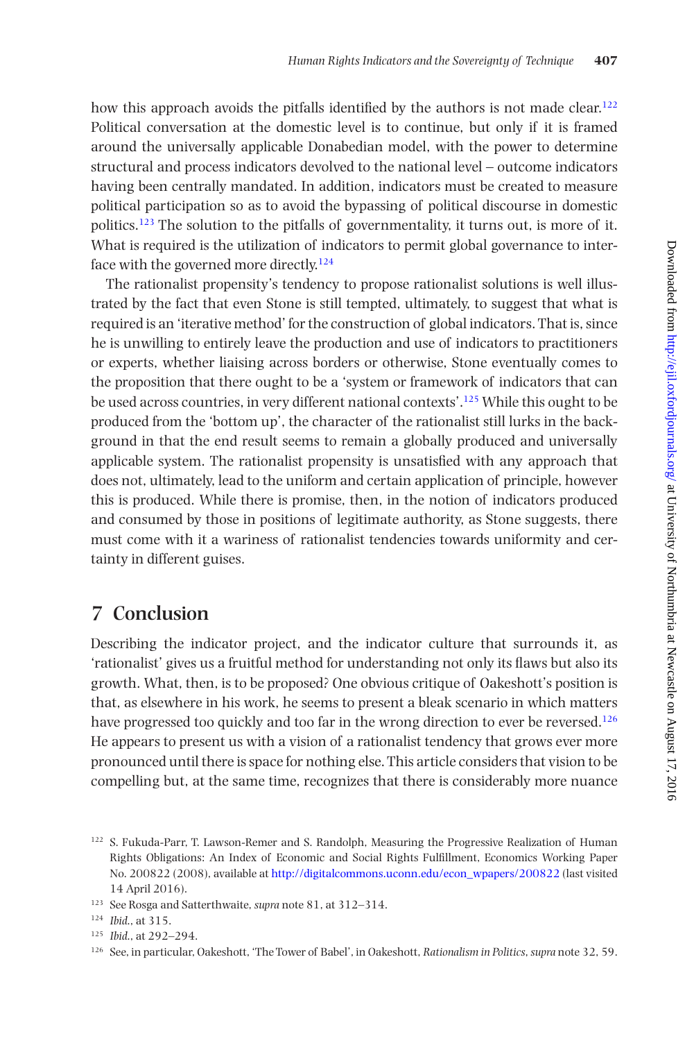how this approach avoids the pitfalls identified by the authors is not made clear.[122] Political conversation at the domestic level is to continue, but only if it is framed around the universally applicable Donabedian model, with the power to determine structural and process indicators devolved to the national level – outcome indicators having been centrally mandated. In addition, indicators must be created to measure political participation so as to avoid the bypassing of political discourse in domestic politics.[123] The solution to the pitfalls of governmentality, it turns out, is more of it. What is required is the utilization of indicators to permit global governance to interface with the governed more directly.[124]

The rationalist propensity's tendency to propose rationalist solutions is well illustrated by the fact that even Stone is still tempted, ultimately, to suggest that what is required is an 'iterative method' for the construction of global indicators. That is, since he is unwilling to entirely leave the production and use of indicators to practitioners or experts, whether liaising across borders or otherwise, Stone eventually comes to the proposition that there ought to be a 'system or framework of indicators that can be used across countries, in very different national contexts'.[125] While this ought to be produced from the 'bottom up', the character of the rationalist still lurks in the background in that the end result seems to remain a globally produced and universally applicable system. The rationalist propensity is unsatisfied with any approach that does not, ultimately, lead to the uniform and certain application of principle, however this is produced. While there is promise, then, in the notion of indicators produced and consumed by those in positions of legitimate authority, as Stone suggests, there must come with it a wariness of rationalist tendencies towards uniformity and certainty in different guises.

## 7 Conclusion

Describing the indicator project, and the indicator culture that surrounds it, as 'rationalist' gives us a fruitful method for understanding not only its flaws but also its growth. What, then, is to be proposed? One obvious critique of Oakeshott's position is that, as elsewhere in his work, he seems to present a bleak scenario in which matters have progressed too quickly and too far in the wrong direction to ever be reversed.[126] He appears to present us with a vision of a rationalist tendency that grows ever more pronounced until there is space for nothing else. This article considers that vision to be compelling but, at the same time, recognizes that there is considerably more nuance

---

[122] S. Fukuda-Parr, T. Lawson-Remer and S. Randolph, Measuring the Progressive Realization of Human Rights Obligations: An Index of Economic and Social Rights Fulfillment, Economics Working Paper No. 200822 (2008), available at http://digitalcommons.uconn.edu/econ_wpapers/200822 (last visited 14 April 2016).

[123] See Rosga and Satterthwaite, *supra* note 81, at 312–314.

[124] *Ibid.*, at 315.

[125] *Ibid.*, at 292–294.

[126] See, in particular, Oakeshott, 'The Tower of Babel', in Oakeshott, *Rationalism in Politics*, *supra* note 32, 59.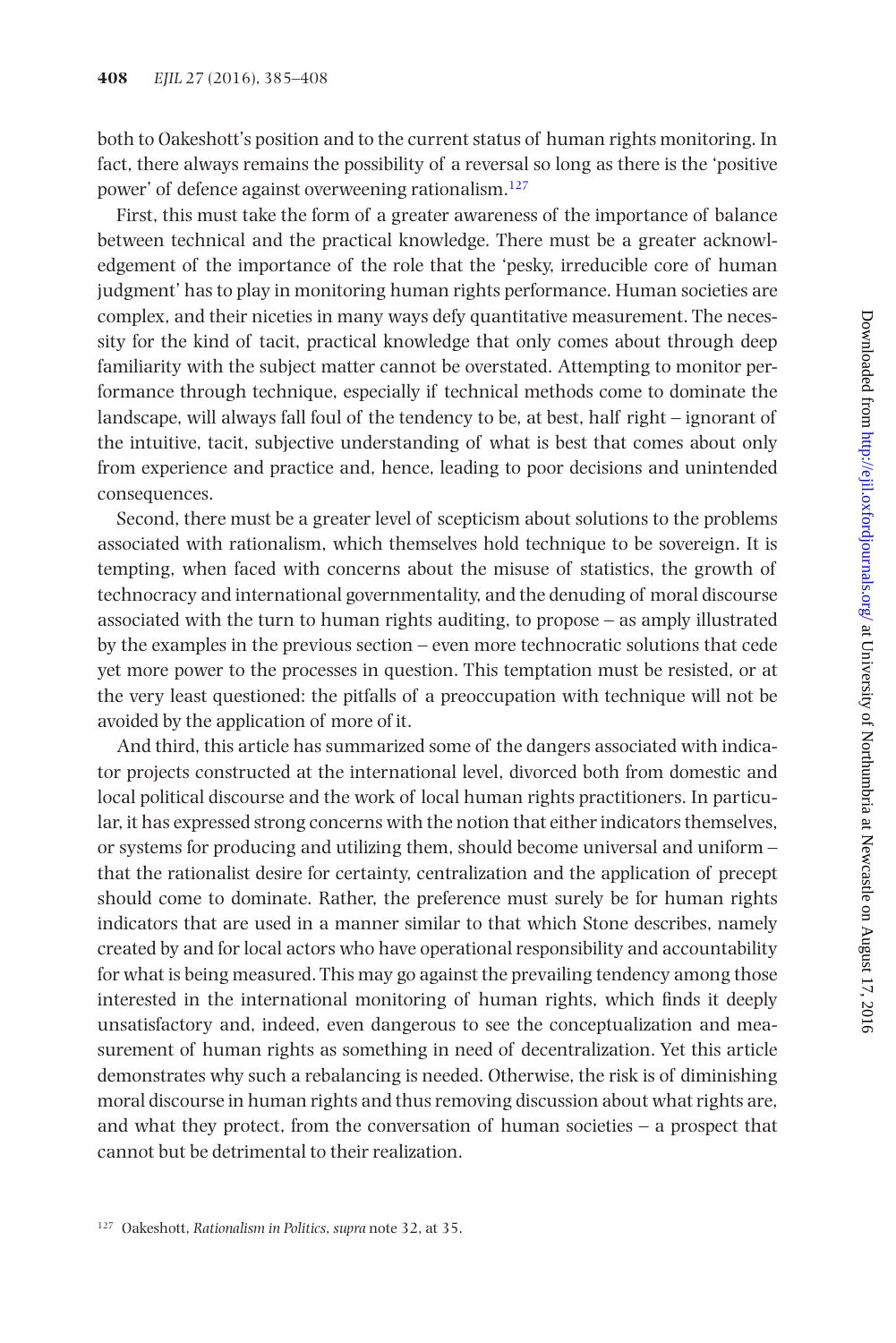both to Oakeshott's position and to the current status of human rights monitoring. In fact, there always remains the possibility of a reversal so long as there is the 'positive power' of defence against overweening rationalism.[127]

First, this must take the form of a greater awareness of the importance of balance between technical and the practical knowledge. There must be a greater acknowledgement of the importance of the role that the 'pesky, irreducible core of human judgment' has to play in monitoring human rights performance. Human societies are complex, and their niceties in many ways defy quantitative measurement. The necessity for the kind of tacit, practical knowledge that only comes about through deep familiarity with the subject matter cannot be overstated. Attempting to monitor performance through technique, especially if technical methods come to dominate the landscape, will always fall foul of the tendency to be, at best, half right – ignorant of the intuitive, tacit, subjective understanding of what is best that comes about only from experience and practice and, hence, leading to poor decisions and unintended consequences.

Second, there must be a greater level of scepticism about solutions to the problems associated with rationalism, which themselves hold technique to be sovereign. It is tempting, when faced with concerns about the misuse of statistics, the growth of technocracy and international governmentality, and the denuding of moral discourse associated with the turn to human rights auditing, to propose – as amply illustrated by the examples in the previous section – even more technocratic solutions that cede yet more power to the processes in question. This temptation must be resisted, or at the very least questioned: the pitfalls of a preoccupation with technique will not be avoided by the application of more of it.

And third, this article has summarized some of the dangers associated with indicator projects constructed at the international level, divorced both from domestic and local political discourse and the work of local human rights practitioners. In particular, it has expressed strong concerns with the notion that either indicators themselves, or systems for producing and utilizing them, should become universal and uniform – that the rationalist desire for certainty, centralization and the application of precept should come to dominate. Rather, the preference must surely be for human rights indicators that are used in a manner similar to that which Stone describes, namely created by and for local actors who have operational responsibility and accountability for what is being measured. This may go against the prevailing tendency among those interested in the international monitoring of human rights, which finds it deeply unsatisfactory and, indeed, even dangerous to see the conceptualization and measurement of human rights as something in need of decentralization. Yet this article demonstrates why such a rebalancing is needed. Otherwise, the risk is of diminishing moral discourse in human rights and thus removing discussion about what rights are, and what they protect, from the conversation of human societies – a prospect that cannot but be detrimental to their realization.

[127] Oakeshott, *Rationalism in Politics*, *supra* note 32, at 35.